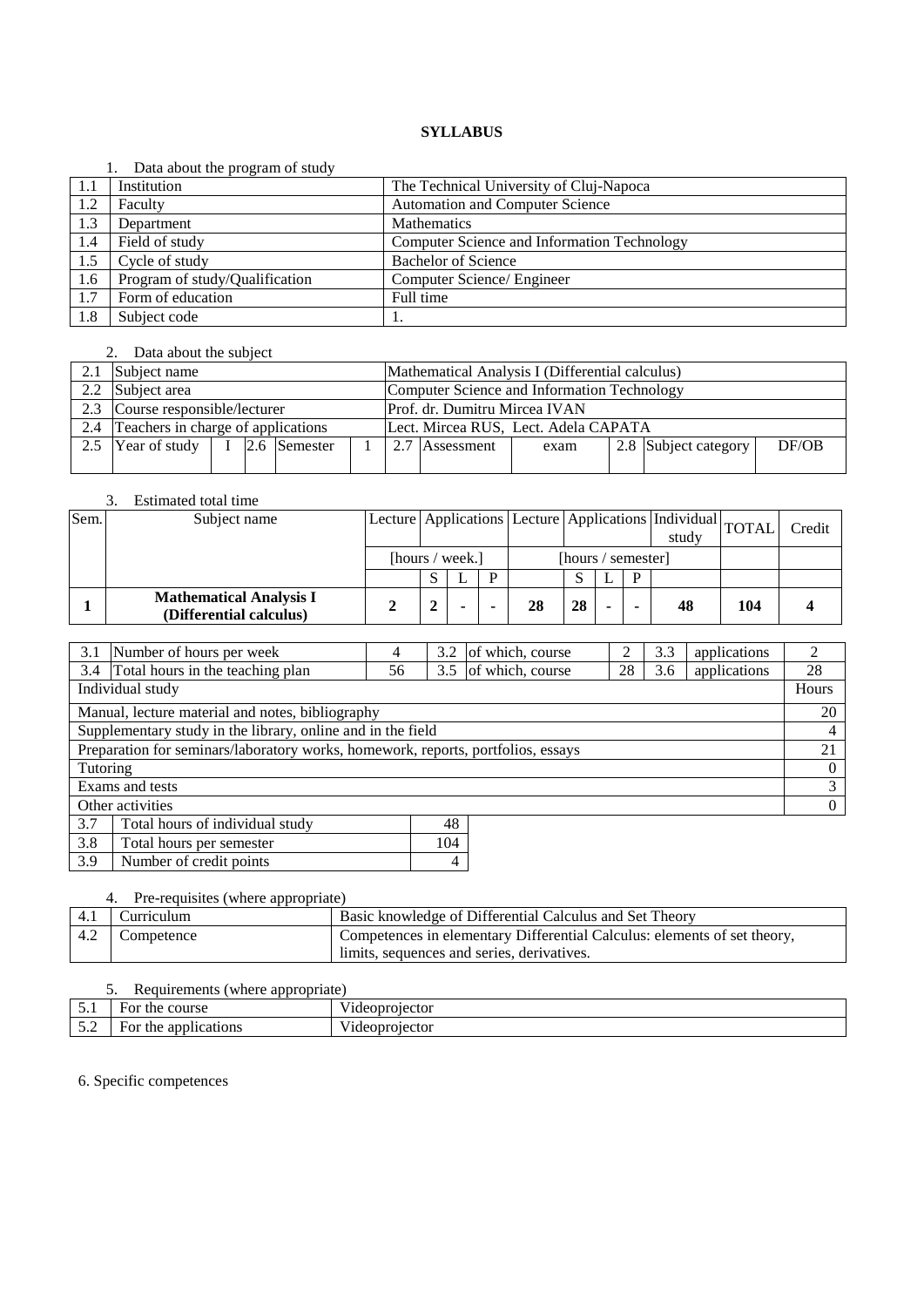# SYLLABUS

1. Data about the program of study

| | | |
|---|---|---|
| 1.1 | Institution | The Technical University of Cluj-Napoca |
| 1.2 | Faculty | Automation and Computer Science |
| 1.3 | Department | Mathematics |
| 1.4 | Field of study | Computer Science and Information Technology |
| 1.5 | Cycle of study | Bachelor of Science |
| 1.6 | Program of study/Qualification | Computer Science/ Engineer |
| 1.7 | Form of education | Full time |
| 1.8 | Subject code | 1. |

2. Data about the subject

| | | | | | | | | | | | | |
|---|---|---|---|---|---|---|---|---|---|---|---|---|
| 2.1 | Subject name | | | | | Mathematical Analysis I (Differential calculus) | | | | | | |
| 2.2 | Subject area | | | | | Computer Science and Information Technology | | | | | | |
| 2.3 | Course responsible/lecturer | | | | | Prof. dr. Dumitru Mircea IVAN | | | | | | |
| 2.4 | Teachers in charge of applications | | | | | Lect. Mircea RUS, Lect. Adela CAPATA | | | | | | |
| 2.5 | Year of study | I | 2.6 | Semester | 1 | 2.7 | Assessment | exam | 2.8 | Subject category | DF/OB | |

3. Estimated total time

| Sem. | Subject name | Lecture | Applications | | | Lecture | Applications | | | Individual study | TOTAL | Credit |
|---|---|---|---|---|---|---|---|---|---|---|---|---|
| | | [hours / week.] | | | | [hours / semester] | | | | | | |
| | | | S | L | P | | S | L | P | | | |
| **1** | **Mathematical Analysis I (Differential calculus)** | **2** | **2** | **-** | **-** | **28** | **28** | **-** | **-** | **48** | **104** | **4** |

| | | | | | | | | |
|---|---|---|---|---|---|---|---|---|
| 3.1 | Number of hours per week | 4 | 3.2 | of which, course | 2 | 3.3 | applications | 2 |
| 3.4 | Total hours in the teaching plan | 56 | 3.5 | of which, course | 28 | 3.6 | applications | 28 |

| Individual study | Hours |
|---|---|
| Manual, lecture material and notes, bibliography | 20 |
| Supplementary study in the library, online and in the field | 4 |
| Preparation for seminars/laboratory works, homework, reports, portfolios, essays | 21 |
| Tutoring | 0 |
| Exams and tests | 3 |
| Other activities | 0 |

| | | |
|---|---|---|
| 3.7 | Total hours of individual study | 48 |
| 3.8 | Total hours per semester | 104 |
| 3.9 | Number of credit points | 4 |

4. Pre-requisites (where appropriate)

| | | |
|---|---|---|
| 4.1 | Curriculum | Basic knowledge of Differential Calculus and Set Theory |
| 4.2 | Competence | Competences in elementary Differential Calculus: elements of set theory, limits, sequences and series, derivatives. |

5. Requirements (where appropriate)

| | | |
|---|---|---|
| 5.1 | For the course | Videoprojector |
| 5.2 | For the applications | Videoprojector |

6. Specific competences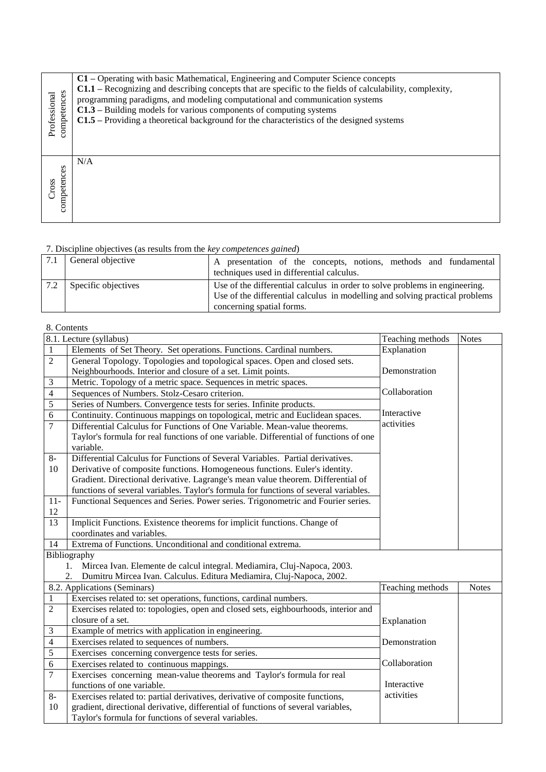| | |
|---|---|
| Professional competences | **C1** – Operating with basic Mathematical, Engineering and Computer Science concepts<br>**C1.1** – Recognizing and describing concepts that are specific to the fields of calculability, complexity, programming paradigms, and modeling computational and communication systems<br>**C1.3** – Building models for various components of computing systems<br>**C1.5** – Providing a theoretical background for the characteristics of the designed systems |
| Cross competences | N/A |

7. Discipline objectives (as results from the *key competences gained*)

| | | |
|---|---|---|
| 7.1 | General objective | A presentation of the concepts, notions, methods and fundamental techniques used in differential calculus. |
| 7.2 | Specific objectives | Use of the differential calculus in order to solve problems in engineering.<br>Use of the differential calculus in modelling and solving practical problems concerning spatial forms. |

8. Contents

| 8.1. Lecture (syllabus) | | Teaching methods | Notes |
|---|---|---|---|
| 1 | Elements of Set Theory. Set operations. Functions. Cardinal numbers. | Explanation<br><br>Demonstration<br><br>Collaboration<br><br>Interactive activities | |
| 2 | General Topology. Topologies and topological spaces. Open and closed sets. Neighbourhoods. Interior and closure of a set. Limit points. | | |
| 3 | Metric. Topology of a metric space. Sequences in metric spaces. | | |
| 4 | Sequences of Numbers. Stolz-Cesaro criterion. | | |
| 5 | Series of Numbers. Convergence tests for series. Infinite products. | | |
| 6 | Continuity. Continuous mappings on topological, metric and Euclidean spaces. | | |
| 7 | Differential Calculus for Functions of One Variable. Mean-value theorems. Taylor's formula for real functions of one variable. Differential of functions of one variable. | | |
| 8-10 | Differential Calculus for Functions of Several Variables. Partial derivatives. Derivative of composite functions. Homogeneous functions. Euler's identity. Gradient. Directional derivative. Lagrange's mean value theorem. Differential of functions of several variables. Taylor's formula for functions of several variables. | | |
| 11-12 | Functional Sequences and Series. Power series. Trigonometric and Fourier series. | | |
| 13 | Implicit Functions. Existence theorems for implicit functions. Change of coordinates and variables. | | |
| 14 | Extrema of Functions. Unconditional and conditional extrema. | | |

Bibliography

1. Mircea Ivan. Elemente de calcul integral. Mediamira, Cluj-Napoca, 2003.
2. Dumitru Mircea Ivan. Calculus. Editura Mediamira, Cluj-Napoca, 2002.

| 8.2. Applications (Seminars) | | Teaching methods | Notes |
|---|---|---|---|
| 1 | Exercises related to: set operations, functions, cardinal numbers. | Explanation<br><br>Demonstration<br><br>Collaboration<br><br>Interactive activities | |
| 2 | Exercises related to: topologies, open and closed sets, eighbourhoods, interior and closure of a set. | | |
| 3 | Example of metrics with application in engineering. | | |
| 4 | Exercises related to sequences of numbers. | | |
| 5 | Exercises concerning convergence tests for series. | | |
| 6 | Exercises related to continuous mappings. | | |
| 7 | Exercises concerning mean-value theorems and Taylor's formula for real functions of one variable. | | |
| 8-10 | Exercises related to: partial derivatives, derivative of composite functions, gradient, directional derivative, differential of functions of several variables, Taylor's formula for functions of several variables. | | |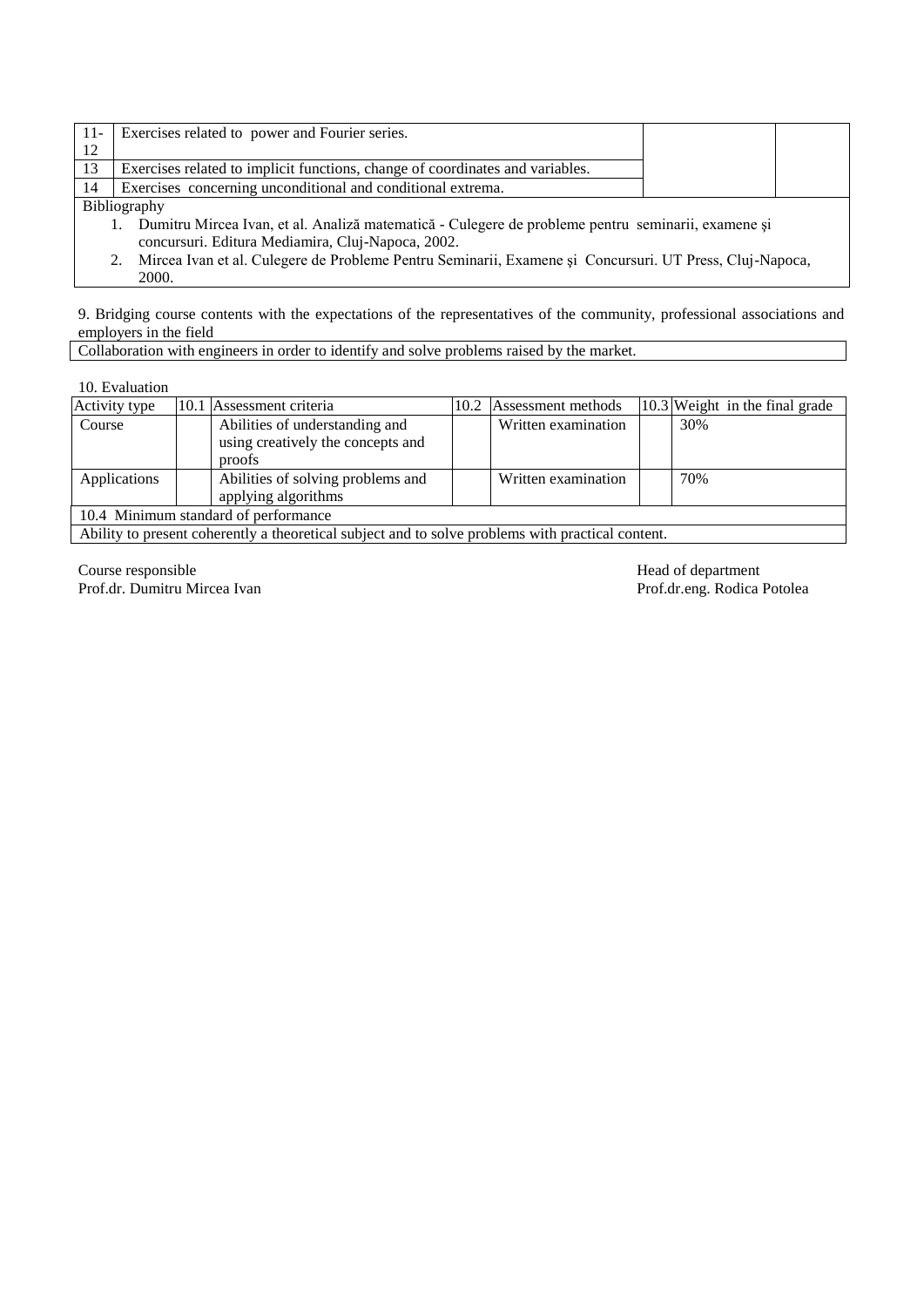| | | | |
|---|---|---|---|
| 11-12 | Exercises related to power and Fourier series. | | |
| 13 | Exercises related to implicit functions, change of coordinates and variables. | | |
| 14 | Exercises concerning unconditional and conditional extrema. | | |

Bibliography

1. Dumitru Mircea Ivan, et al. Analiză matematică - Culegere de probleme pentru seminarii, examene şi concursuri. Editura Mediamira, Cluj-Napoca, 2002.
2. Mircea Ivan et al. Culegere de Probleme Pentru Seminarii, Examene şi Concursuri. UT Press, Cluj-Napoca, 2000.

9. Bridging course contents with the expectations of the representatives of the community, professional associations and employers in the field

Collaboration with engineers in order to identify and solve problems raised by the market.

10. Evaluation

| Activity type | 10.1 Assessment criteria | 10.2 Assessment methods | 10.3 Weight in the final grade |
|---|---|---|---|
| Course | Abilities of understanding and using creatively the concepts and proofs | Written examination | 30% |
| Applications | Abilities of solving problems and applying algorithms | Written examination | 70% |
| 10.4 Minimum standard of performance | | | |
| Ability to present coherently a theoretical subject and to solve problems with practical content. | | | |

Course responsible
Prof.dr. Dumitru Mircea Ivan

Head of department
Prof.dr.eng. Rodica Potolea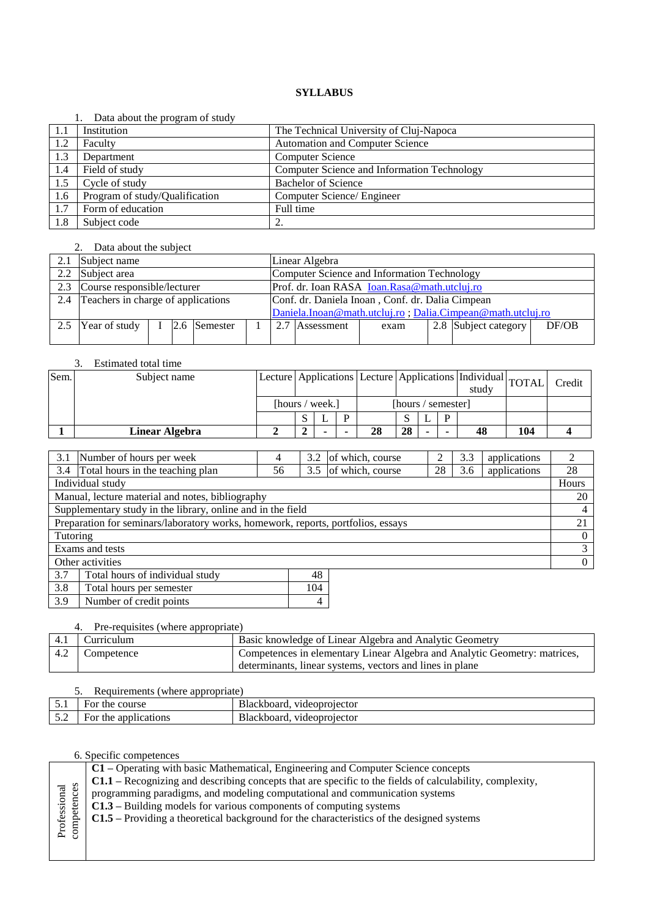# SYLLABUS

1. Data about the program of study

| | | |
|---|---|---|
| 1.1 | Institution | The Technical University of Cluj-Napoca |
| 1.2 | Faculty | Automation and Computer Science |
| 1.3 | Department | Computer Science |
| 1.4 | Field of study | Computer Science and Information Technology |
| 1.5 | Cycle of study | Bachelor of Science |
| 1.6 | Program of study/Qualification | Computer Science/ Engineer |
| 1.7 | Form of education | Full time |
| 1.8 | Subject code | 2. |

2. Data about the subject

| | | | | | | | | | | | |
|---|---|---|---|---|---|---|---|---|---|---|---|
| 2.1 | Subject name | | | | | Linear Algebra | | | | | |
| 2.2 | Subject area | | | | | Computer Science and Information Technology | | | | | |
| 2.3 | Course responsible/lecturer | | | | | Prof. dr. Ioan RASA Ioan.Rasa@math.utcluj.ro | | | | | |
| 2.4 | Teachers in charge of applications | | | | | Conf. dr. Daniela Inoan , Conf. dr. Dalia Cimpean Daniela.Inoan@math.utcluj.ro ; Dalia.Cimpean@math.utcluj.ro | | | | | |
| 2.5 | Year of study | I | 2.6 | Semester | 1 | 2.7 | Assessment | exam | 2.8 | Subject category | DF/OB |

3. Estimated total time

| Sem. | Subject name | Lecture | Applications | | | Lecture | Applications | | | Individual study | TOTAL | Credit |
|---|---|---|---|---|---|---|---|---|---|---|---|---|
| | | [hours / week.] | | | | [hours / semester] | | | | | | |
| | | | S | L | P | | S | L | P | | | |
| **1** | **Linear Algebra** | **2** | **2** | **-** | **-** | **28** | **28** | **-** | **-** | **48** | **104** | **4** |

| | | | | | | | | |
|---|---|---|---|---|---|---|---|---|
| 3.1 | Number of hours per week | 4 | 3.2 | of which, course | 2 | 3.3 | applications | 2 |
| 3.4 | Total hours in the teaching plan | 56 | 3.5 | of which, course | 28 | 3.6 | applications | 28 |

| Individual study | Hours |
|---|---|
| Manual, lecture material and notes, bibliography | 20 |
| Supplementary study in the library, online and in the field | 4 |
| Preparation for seminars/laboratory works, homework, reports, portfolios, essays | 21 |
| Tutoring | 0 |
| Exams and tests | 3 |
| Other activities | 0 |

| | | |
|---|---|---|
| 3.7 | Total hours of individual study | 48 |
| 3.8 | Total hours per semester | 104 |
| 3.9 | Number of credit points | 4 |

4. Pre-requisites (where appropriate)

| | | |
|---|---|---|
| 4.1 | Curriculum | Basic knowledge of Linear Algebra and Analytic Geometry |
| 4.2 | Competence | Competences in elementary Linear Algebra and Analytic Geometry: matrices, determinants, linear systems, vectors and lines in plane |

5. Requirements (where appropriate)

| | | |
|---|---|---|
| 5.1 | For the course | Blackboard, videoprojector |
| 5.2 | For the applications | Blackboard, videoprojector |

6. Specific competences

| | |
|---|---|
| Professional competences | **C1** – Operating with basic Mathematical, Engineering and Computer Science concepts<br>**C1.1** – Recognizing and describing concepts that are specific to the fields of calculability, complexity, programming paradigms, and modeling computational and communication systems<br>**C1.3** – Building models for various components of computing systems<br>**C1.5** – Providing a theoretical background for the characteristics of the designed systems |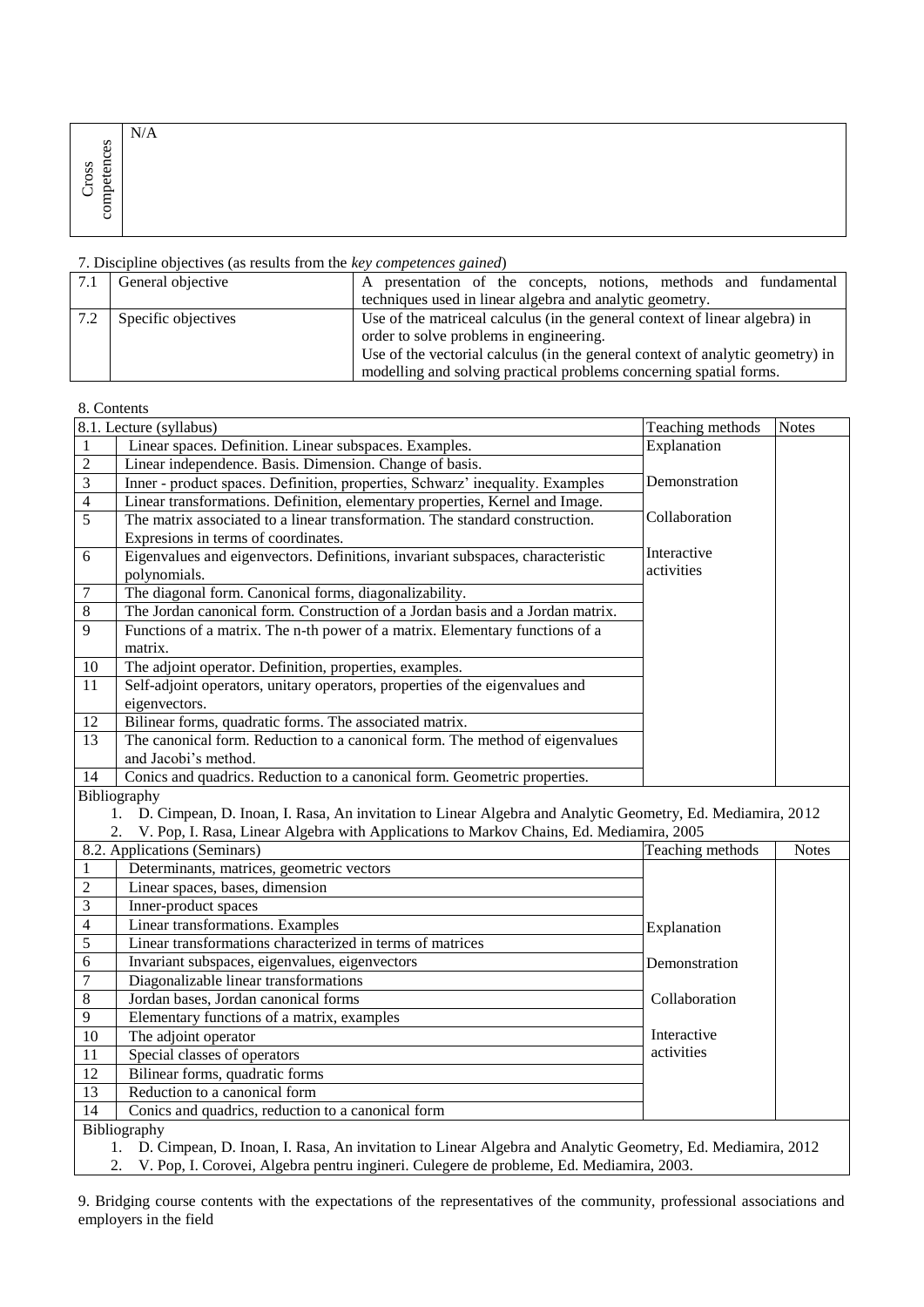| Cross competences | N/A |
|---|---|

7. Discipline objectives (as results from the *key competences gained*)

| | | |
|---|---|---|
| 7.1 | General objective | A presentation of the concepts, notions, methods and fundamental techniques used in linear algebra and analytic geometry. |
| 7.2 | Specific objectives | Use of the matriceal calculus (in the general context of linear algebra) in order to solve problems in engineering.<br>Use of the vectorial calculus (in the general context of analytic geometry) in modelling and solving practical problems concerning spatial forms. |

8. Contents

| 8.1. Lecture (syllabus) | | Teaching methods | Notes |
|---|---|---|---|
| 1 | Linear spaces. Definition. Linear subspaces. Examples. | Explanation<br><br>Demonstration<br><br>Collaboration<br><br>Interactive activities | |
| 2 | Linear independence. Basis. Dimension. Change of basis. | | |
| 3 | Inner - product spaces. Definition, properties, Schwarz' inequality. Examples | | |
| 4 | Linear transformations. Definition, elementary properties, Kernel and Image. | | |
| 5 | The matrix associated to a linear transformation. The standard construction. Expresions in terms of coordinates. | | |
| 6 | Eigenvalues and eigenvectors. Definitions, invariant subspaces, characteristic polynomials. | | |
| 7 | The diagonal form. Canonical forms, diagonalizability. | | |
| 8 | The Jordan canonical form. Construction of a Jordan basis and a Jordan matrix. | | |
| 9 | Functions of a matrix. The n-th power of a matrix. Elementary functions of a matrix. | | |
| 10 | The adjoint operator. Definition, properties, examples. | | |
| 11 | Self-adjoint operators, unitary operators, properties of the eigenvalues and eigenvectors. | | |
| 12 | Bilinear forms, quadratic forms. The associated matrix. | | |
| 13 | The canonical form. Reduction to a canonical form. The method of eigenvalues and Jacobi's method. | | |
| 14 | Conics and quadrics. Reduction to a canonical form. Geometric properties. | | |

Bibliography

1. D. Cimpean, D. Inoan, I. Rasa, An invitation to Linear Algebra and Analytic Geometry, Ed. Mediamira, 2012
2. V. Pop, I. Rasa, Linear Algebra with Applications to Markov Chains, Ed. Mediamira, 2005

| 8.2. Applications (Seminars) | | Teaching methods | Notes |
|---|---|---|---|
| 1 | Determinants, matrices, geometric vectors | Explanation<br><br>Demonstration<br><br>Collaboration<br><br>Interactive activities | |
| 2 | Linear spaces, bases, dimension | | |
| 3 | Inner-product spaces | | |
| 4 | Linear transformations. Examples | | |
| 5 | Linear transformations characterized in terms of matrices | | |
| 6 | Invariant subspaces, eigenvalues, eigenvectors | | |
| 7 | Diagonalizable linear transformations | | |
| 8 | Jordan bases, Jordan canonical forms | | |
| 9 | Elementary functions of a matrix, examples | | |
| 10 | The adjoint operator | | |
| 11 | Special classes of operators | | |
| 12 | Bilinear forms, quadratic forms | | |
| 13 | Reduction to a canonical form | | |
| 14 | Conics and quadrics, reduction to a canonical form | | |

Bibliography

1. D. Cimpean, D. Inoan, I. Rasa, An invitation to Linear Algebra and Analytic Geometry, Ed. Mediamira, 2012
2. V. Pop, I. Corovei, Algebra pentru ingineri. Culegere de probleme, Ed. Mediamira, 2003.

9. Bridging course contents with the expectations of the representatives of the community, professional associations and employers in the field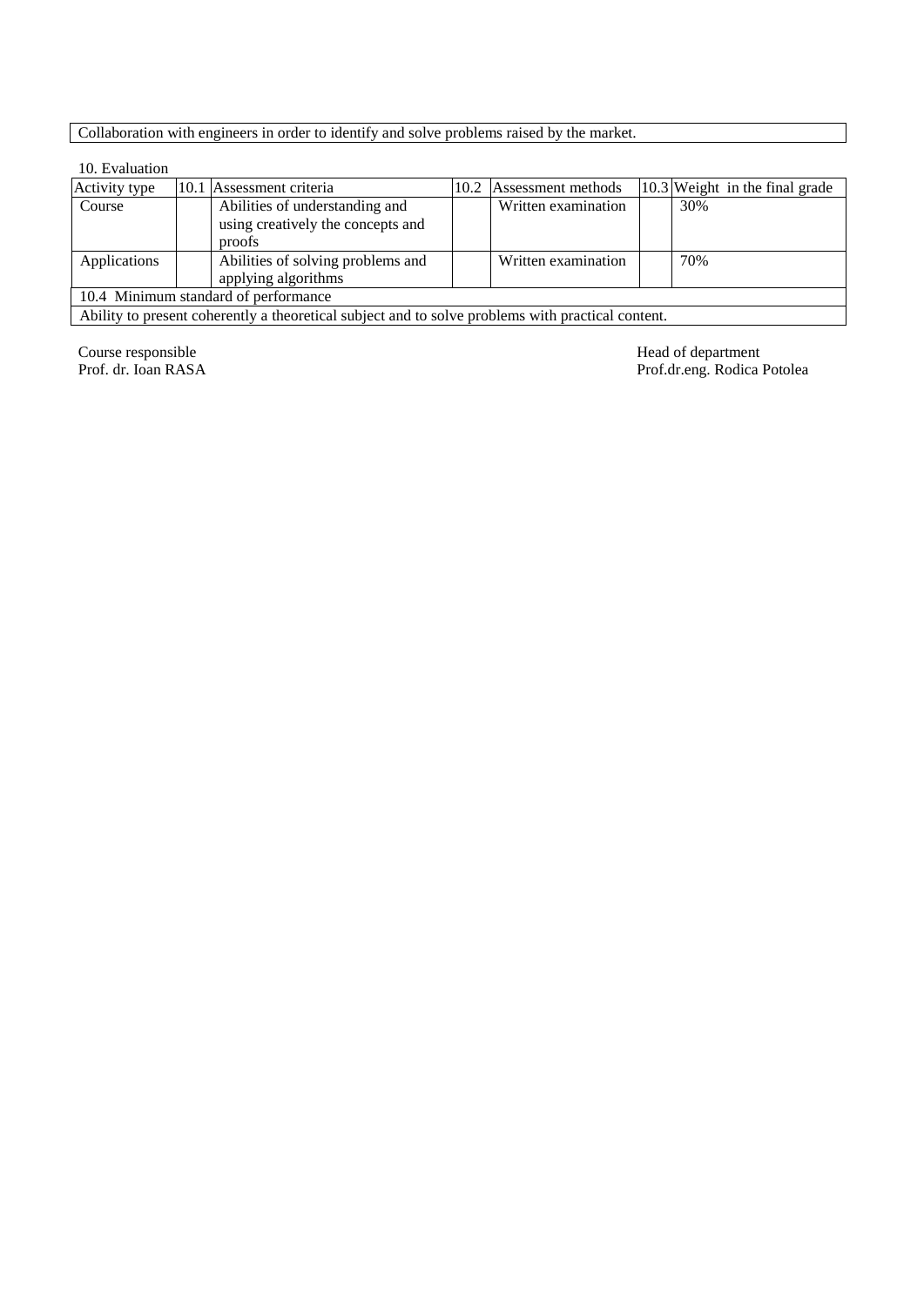| Collaboration with engineers in order to identify and solve problems raised by the market. |
|---|

10. Evaluation

| Activity type | 10.1 Assessment criteria | 10.2 Assessment methods | 10.3 Weight in the final grade |
|---|---|---|---|
| Course | Abilities of understanding and using creatively the concepts and proofs | Written examination | 30% |
| Applications | Abilities of solving problems and applying algorithms | Written examination | 70% |
| 10.4 Minimum standard of performance | | | |
| Ability to present coherently a theoretical subject and to solve problems with practical content. | | | |

Course responsible
Prof. dr. Ioan RASA

Head of department
Prof.dr.eng. Rodica Potolea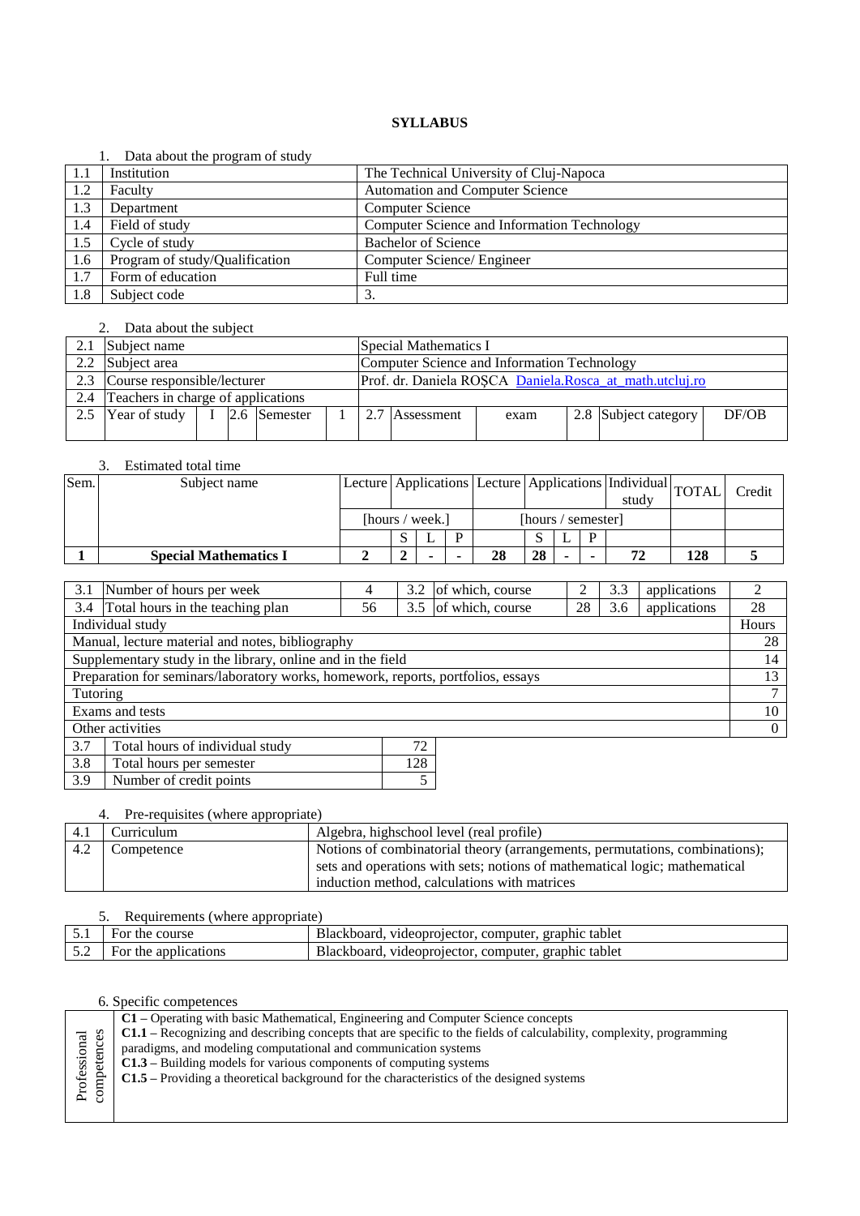# SYLLABUS

1. Data about the program of study

| | | |
|---|---|---|
| 1.1 | Institution | The Technical University of Cluj-Napoca |
| 1.2 | Faculty | Automation and Computer Science |
| 1.3 | Department | Computer Science |
| 1.4 | Field of study | Computer Science and Information Technology |
| 1.5 | Cycle of study | Bachelor of Science |
| 1.6 | Program of study/Qualification | Computer Science/ Engineer |
| 1.7 | Form of education | Full time |
| 1.8 | Subject code | 3. |

2. Data about the subject

| | | | | | | | | | | | |
|---|---|---|---|---|---|---|---|---|---|---|---|
| 2.1 | Subject name | | | | | Special Mathematics I | | | | | |
| 2.2 | Subject area | | | | | Computer Science and Information Technology | | | | | |
| 2.3 | Course responsible/lecturer | | | | | Prof. dr. Daniela ROȘCA Daniela.Rosca_at_math.utcluj.ro | | | | | |
| 2.4 | Teachers in charge of applications | | | | | | | | | | |
| 2.5 | Year of study | I | 2.6 | Semester | 1 | 2.7 | Assessment | exam | 2.8 | Subject category | DF/OB |

3. Estimated total time

| Sem. | Subject name | Lecture | Applications | | | Lecture | Applications | | | Individual study | TOTAL | Credit |
|---|---|---|---|---|---|---|---|---|---|---|---|---|
| | | [hours / week.] | | | | [hours / semester] | | | | | | |
| | | | S | L | P | | S | L | P | | | |
| **1** | **Special Mathematics I** | **2** | **2** | **-** | **-** | **28** | **28** | **-** | **-** | **72** | **128** | **5** |

| | | | | | | | | |
|---|---|---|---|---|---|---|---|---|
| 3.1 | Number of hours per week | 4 | 3.2 | of which, course | 2 | 3.3 | applications | 2 |
| 3.4 | Total hours in the teaching plan | 56 | 3.5 | of which, course | 28 | 3.6 | applications | 28 |

| Individual study | Hours |
|---|---|
| Manual, lecture material and notes, bibliography | 28 |
| Supplementary study in the library, online and in the field | 14 |
| Preparation for seminars/laboratory works, homework, reports, portfolios, essays | 13 |
| Tutoring | 7 |
| Exams and tests | 10 |
| Other activities | 0 |

| | | |
|---|---|---|
| 3.7 | Total hours of individual study | 72 |
| 3.8 | Total hours per semester | 128 |
| 3.9 | Number of credit points | 5 |

4. Pre-requisites (where appropriate)

| | | |
|---|---|---|
| 4.1 | Curriculum | Algebra, highschool level (real profile) |
| 4.2 | Competence | Notions of combinatorial theory (arrangements, permutations, combinations); sets and operations with sets; notions of mathematical logic; mathematical induction method, calculations with matrices |

5. Requirements (where appropriate)

| | | |
|---|---|---|
| 5.1 | For the course | Blackboard, videoprojector, computer, graphic tablet |
| 5.2 | For the applications | Blackboard, videoprojector, computer, graphic tablet |

6. Specific competences

| | |
|---|---|
| Professional competences | **C1 –** Operating with basic Mathematical, Engineering and Computer Science concepts<br>**C1.1 –** Recognizing and describing concepts that are specific to the fields of calculability, complexity, programming paradigms, and modeling computational and communication systems<br>**C1.3 –** Building models for various components of computing systems<br>**C1.5 –** Providing a theoretical background for the characteristics of the designed systems |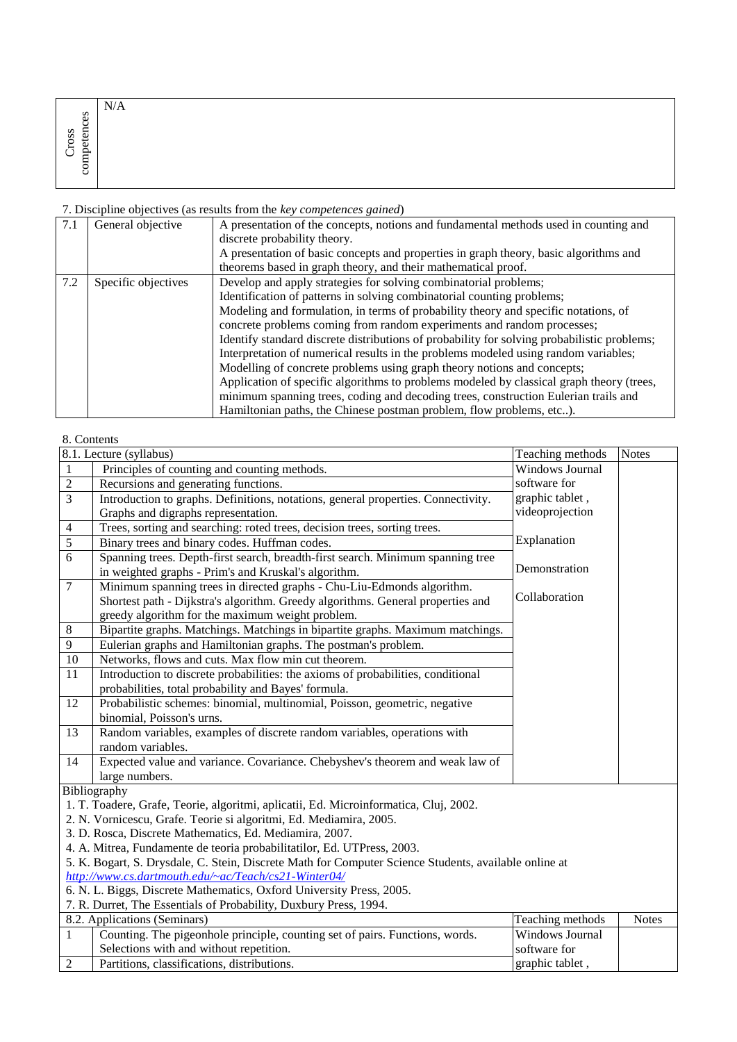| Cross competences | N/A |
|---|---|

7. Discipline objectives (as results from the *key competences gained*)

| | | |
|---|---|---|
| 7.1 | General objective | A presentation of the concepts, notions and fundamental methods used in counting and discrete probability theory.<br>A presentation of basic concepts and properties in graph theory, basic algorithms and theorems based in graph theory, and their mathematical proof. |
| 7.2 | Specific objectives | Develop and apply strategies for solving combinatorial problems;<br>Identification of patterns in solving combinatorial counting problems;<br>Modeling and formulation, in terms of probability theory and specific notations, of concrete problems coming from random experiments and random processes;<br>Identify standard discrete distributions of probability for solving probabilistic problems;<br>Interpretation of numerical results in the problems modeled using random variables;<br>Modelling of concrete problems using graph theory notions and concepts;<br>Application of specific algorithms to problems modeled by classical graph theory (trees, minimum spanning trees, coding and decoding trees, construction Eulerian trails and Hamiltonian paths, the Chinese postman problem, flow problems, etc..). |

8. Contents

| 8.1. Lecture (syllabus) | | Teaching methods | Notes |
|---|---|---|---|
| 1 | Principles of counting and counting methods. | Windows Journal software for graphic tablet , videoprojection<br><br>Explanation<br><br>Demonstration<br><br>Collaboration | |
| 2 | Recursions and generating functions. | | |
| 3 | Introduction to graphs. Definitions, notations, general properties. Connectivity. Graphs and digraphs representation. | | |
| 4 | Trees, sorting and searching: roted trees, decision trees, sorting trees. | | |
| 5 | Binary trees and binary codes. Huffman codes. | | |
| 6 | Spanning trees. Depth-first search, breadth-first search. Minimum spanning tree in weighted graphs - Prim's and Kruskal's algorithm. | | |
| 7 | Minimum spanning trees in directed graphs - Chu-Liu-Edmonds algorithm. Shortest path - Dijkstra's algorithm. Greedy algorithms. General properties and greedy algorithm for the maximum weight problem. | | |
| 8 | Bipartite graphs. Matchings. Matchings in bipartite graphs. Maximum matchings. | | |
| 9 | Eulerian graphs and Hamiltonian graphs. The postman's problem. | | |
| 10 | Networks, flows and cuts. Max flow min cut theorem. | | |
| 11 | Introduction to discrete probabilities: the axioms of probabilities, conditional probabilities, total probability and Bayes' formula. | | |
| 12 | Probabilistic schemes: binomial, multinomial, Poisson, geometric, negative binomial, Poisson's urns. | | |
| 13 | Random variables, examples of discrete random variables, operations with random variables. | | |
| 14 | Expected value and variance. Covariance. Chebyshev's theorem and weak law of large numbers. | | |

Bibliography

1. T. Toadere, Grafe, Teorie, algoritmi, aplicatii, Ed. Microinformatica, Cluj, 2002.
2. N. Vornicescu, Grafe. Teorie si algoritmi, Ed. Mediamira, 2005.
3. D. Rosca, Discrete Mathematics, Ed. Mediamira, 2007.
4. A. Mitrea, Fundamente de teoria probabilitatilor, Ed. UTPress, 2003.
5. K. Bogart, S. Drysdale, C. Stein, Discrete Math for Computer Science Students, available online at *http://www.cs.dartmouth.edu/~ac/Teach/cs21-Winter04/*
6. N. L. Biggs, Discrete Mathematics, Oxford University Press, 2005.
7. R. Durret, The Essentials of Probability, Duxbury Press, 1994.

| 8.2. Applications (Seminars) | | Teaching methods | Notes |
|---|---|---|---|
| 1 | Counting. The pigeonhole principle, counting set of pairs. Functions, words. Selections with and without repetition. | Windows Journal software for graphic tablet , | |
| 2 | Partitions, classifications, distributions. | | |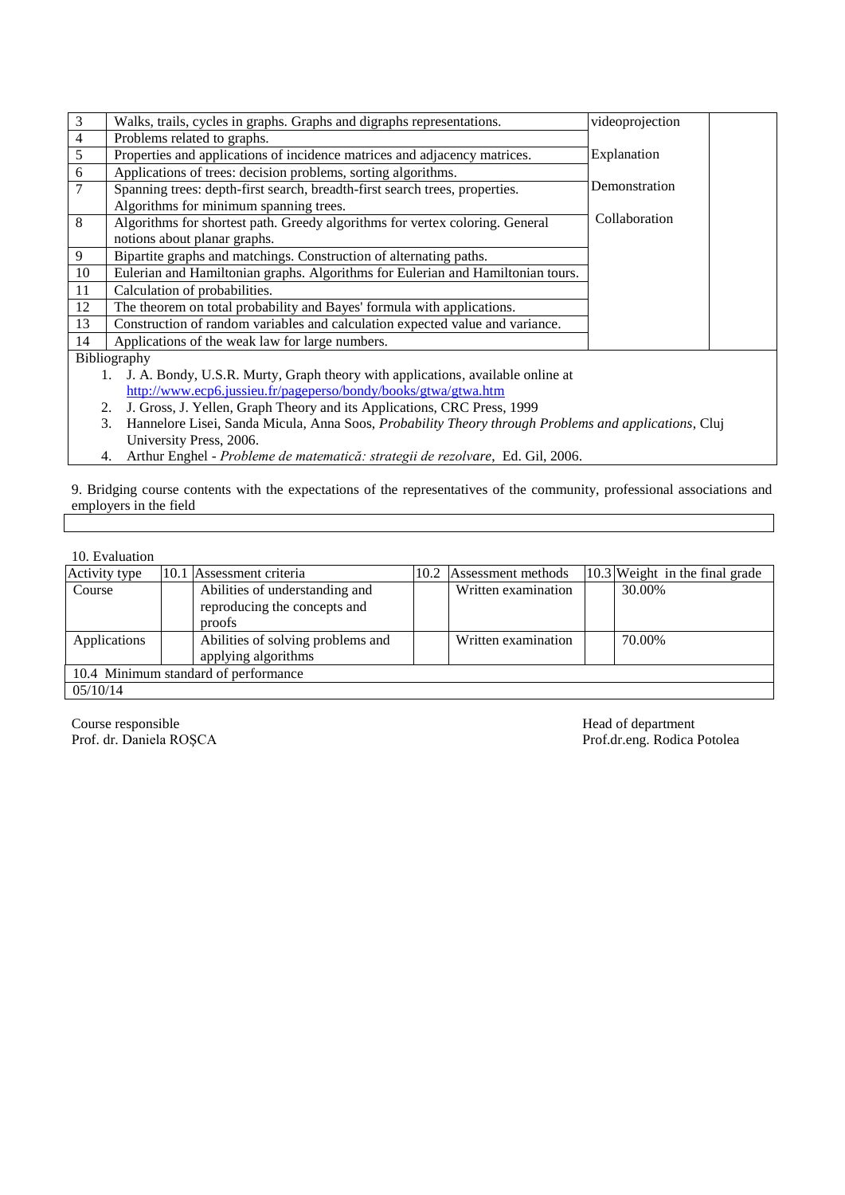| | | | |
|---|---|---|---|
| 3 | Walks, trails, cycles in graphs. Graphs and digraphs representations. | videoprojection<br><br>Explanation<br><br>Demonstration<br><br>Collaboration | |
| 4 | Problems related to graphs. | | |
| 5 | Properties and applications of incidence matrices and adjacency matrices. | | |
| 6 | Applications of trees: decision problems, sorting algorithms. | | |
| 7 | Spanning trees: depth-first search, breadth-first search trees, properties. Algorithms for minimum spanning trees. | | |
| 8 | Algorithms for shortest path. Greedy algorithms for vertex coloring. General notions about planar graphs. | | |
| 9 | Bipartite graphs and matchings. Construction of alternating paths. | | |
| 10 | Eulerian and Hamiltonian graphs. Algorithms for Eulerian and Hamiltonian tours. | | |
| 11 | Calculation of probabilities. | | |
| 12 | The theorem on total probability and Bayes' formula with applications. | | |
| 13 | Construction of random variables and calculation expected value and variance. | | |
| 14 | Applications of the weak law for large numbers. | | |

Bibliography

1. J. A. Bondy, U.S.R. Murty, Graph theory with applications, available online at http://www.ecp6.jussieu.fr/pageperso/bondy/books/gtwa/gtwa.htm
2. J. Gross, J. Yellen, Graph Theory and its Applications, CRC Press, 1999
3. Hannelore Lisei, Sanda Micula, Anna Soos, *Probability Theory through Problems and applications*, Cluj University Press, 2006.
4. Arthur Enghel - *Probleme de matematică: strategii de rezolvare*, Ed. Gil, 2006.

9. Bridging course contents with the expectations of the representatives of the community, professional associations and employers in the field

10. Evaluation

| Activity type | 10.1 Assessment criteria | 10.2 Assessment methods | 10.3 Weight in the final grade |
|---|---|---|---|
| Course | Abilities of understanding and reproducing the concepts and proofs | Written examination | 30.00% |
| Applications | Abilities of solving problems and applying algorithms | Written examination | 70.00% |
| 10.4 Minimum standard of performance | | | |
| 05/10/14 | | | |

Course responsible
Prof. dr. Daniela ROȘCA

Head of department
Prof.dr.eng. Rodica Potolea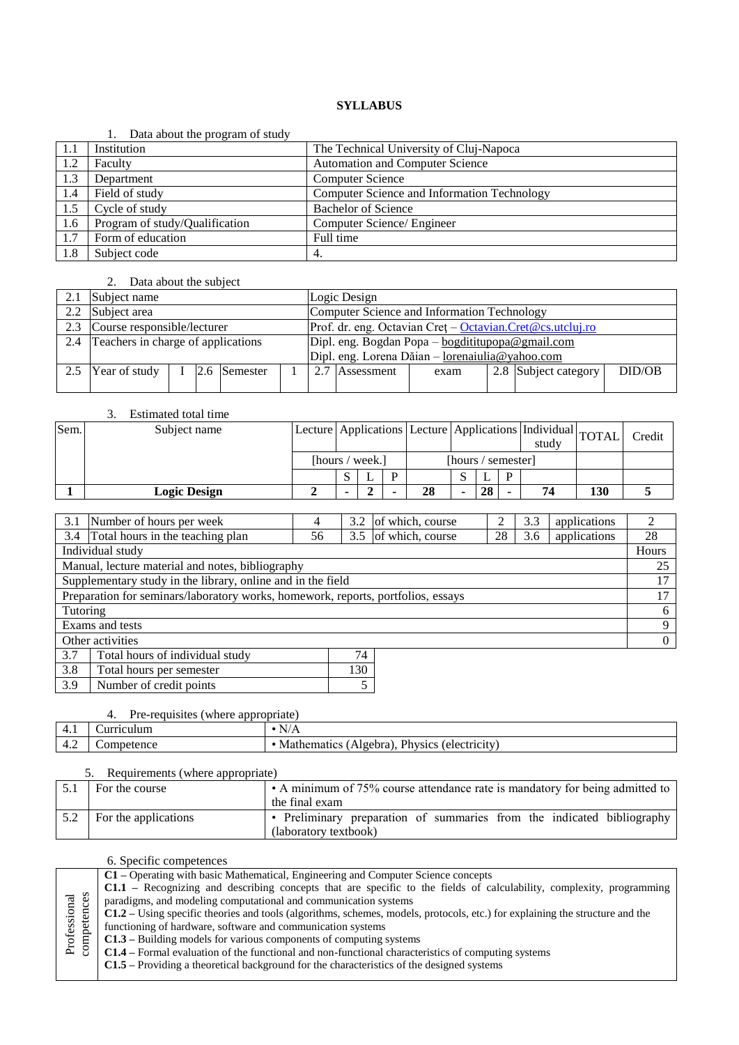**SYLLABUS**

1. Data about the program of study

| | | |
|---|---|---|
| 1.1 | Institution | The Technical University of Cluj-Napoca |
| 1.2 | Faculty | Automation and Computer Science |
| 1.3 | Department | Computer Science |
| 1.4 | Field of study | Computer Science and Information Technology |
| 1.5 | Cycle of study | Bachelor of Science |
| 1.6 | Program of study/Qualification | Computer Science/ Engineer |
| 1.7 | Form of education | Full time |
| 1.8 | Subject code | 4. |

2. Data about the subject

| | | | | | | | | | | | | |
|---|---|---|---|---|---|---|---|---|---|---|---|---|
| 2.1 | Subject name | | | | | Logic Design | | | | | | |
| 2.2 | Subject area | | | | | Computer Science and Information Technology | | | | | | |
| 2.3 | Course responsible/lecturer | | | | | Prof. dr. eng. Octavian Creţ – Octavian.Cret@cs.utcluj.ro | | | | | | |
| 2.4 | Teachers in charge of applications | | | | | Dipl. eng. Bogdan Popa – bogdititupopa@gmail.com<br>Dipl. eng. Lorena Dăian – lorenaiulia@yahoo.com | | | | | | |
| 2.5 | Year of study | I | 2.6 | Semester | 1 | 2.7 | Assessment | exam | 2.8 | Subject category | DID/OB | |

3. Estimated total time

| Sem. | Subject name | Lecture | Applications | | | Lecture | Applications | | | Individual study | TOTAL | Credit |
|---|---|---|---|---|---|---|---|---|---|---|---|---|
| | | [hours / week.] | | | | [hours / semester] | | | | | | |
| | | | S | L | P | | S | L | P | | | |
| **1** | **Logic Design** | **2** | **-** | **2** | **-** | **28** | **-** | **28** | **-** | **74** | **130** | **5** |

| | | | | | | | |
|---|---|---|---|---|---|---|---|
| 3.1 | Number of hours per week | 4 | 3.2 | of which, course | 2 | 3.3 | applications | 2 |
| 3.4 | Total hours in the teaching plan | 56 | 3.5 | of which, course | 28 | 3.6 | applications | 28 |

| Individual study | Hours |
|---|---|
| Manual, lecture material and notes, bibliography | 25 |
| Supplementary study in the library, online and in the field | 17 |
| Preparation for seminars/laboratory works, homework, reports, portfolios, essays | 17 |
| Tutoring | 6 |
| Exams and tests | 9 |
| Other activities | 0 |

| | | |
|---|---|---|
| 3.7 | Total hours of individual study | 74 |
| 3.8 | Total hours per semester | 130 |
| 3.9 | Number of credit points | 5 |

4. Pre-requisites (where appropriate)

| | | |
|---|---|---|
| 4.1 | Curriculum | • N/A |
| 4.2 | Competence | • Mathematics (Algebra), Physics (electricity) |

5. Requirements (where appropriate)

| | | |
|---|---|---|
| 5.1 | For the course | • A minimum of 75% course attendance rate is mandatory for being admitted to the final exam |
| 5.2 | For the applications | • Preliminary preparation of summaries from the indicated bibliography (laboratory textbook) |

6. Specific competences

| | |
|---|---|
| Professional competences | **C1 –** Operating with basic Mathematical, Engineering and Computer Science concepts<br>**C1.1 –** Recognizing and describing concepts that are specific to the fields of calculability, complexity, programming paradigms, and modeling computational and communication systems<br>**C1.2 –** Using specific theories and tools (algorithms, schemes, models, protocols, etc.) for explaining the structure and the functioning of hardware, software and communication systems<br>**C1.3 –** Building models for various components of computing systems<br>**C1.4 –** Formal evaluation of the functional and non-functional characteristics of computing systems<br>**C1.5 –** Providing a theoretical background for the characteristics of the designed systems |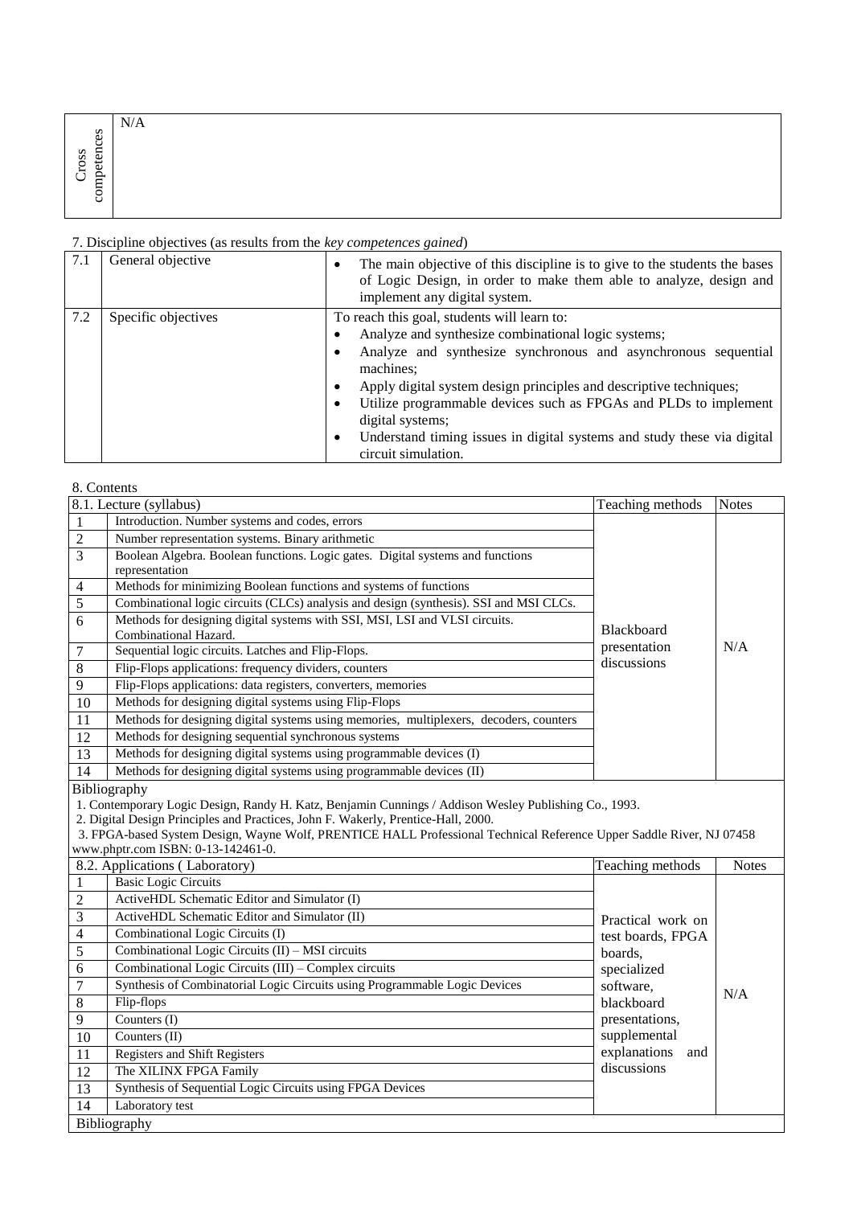| Cross competences | N/A |
|---|---|

7. Discipline objectives (as results from the *key competences gained*)

| 7.1 | General objective | • The main objective of this discipline is to give to the students the bases of Logic Design, in order to make them able to analyze, design and implement any digital system. |
|---|---|---|
| 7.2 | Specific objectives | To reach this goal, students will learn to:<br>• Analyze and synthesize combinational logic systems;<br>• Analyze and synthesize synchronous and asynchronous sequential machines;<br>• Apply digital system design principles and descriptive techniques;<br>• Utilize programmable devices such as FPGAs and PLDs to implement digital systems;<br>• Understand timing issues in digital systems and study these via digital circuit simulation. |

8. Contents

| 8.1. Lecture (syllabus) | | Teaching methods | Notes |
|---|---|---|---|
| 1 | Introduction. Number systems and codes, errors | Blackboard presentation discussions | N/A |
| 2 | Number representation systems. Binary arithmetic | | |
| 3 | Boolean Algebra. Boolean functions. Logic gates. Digital systems and functions representation | | |
| 4 | Methods for minimizing Boolean functions and systems of functions | | |
| 5 | Combinational logic circuits (CLCs) analysis and design (synthesis). SSI and MSI CLCs. | | |
| 6 | Methods for designing digital systems with SSI, MSI, LSI and VLSI circuits. Combinational Hazard. | | |
| 7 | Sequential logic circuits. Latches and Flip-Flops. | | |
| 8 | Flip-Flops applications: frequency dividers, counters | | |
| 9 | Flip-Flops applications: data registers, converters, memories | | |
| 10 | Methods for designing digital systems using Flip-Flops | | |
| 11 | Methods for designing digital systems using memories, multiplexers, decoders, counters | | |
| 12 | Methods for designing sequential synchronous systems | | |
| 13 | Methods for designing digital systems using programmable devices (I) | | |
| 14 | Methods for designing digital systems using programmable devices (II) | | |

Bibliography
1. Contemporary Logic Design, Randy H. Katz, Benjamin Cunnings / Addison Wesley Publishing Co., 1993.
2. Digital Design Principles and Practices, John F. Wakerly, Prentice-Hall, 2000.
3. FPGA-based System Design, Wayne Wolf, PRENTICE HALL Professional Technical Reference Upper Saddle River, NJ 07458 www.phptr.com ISBN: 0-13-142461-0.

| 8.2. Applications ( Laboratory) | | Teaching methods | Notes |
|---|---|---|---|
| 1 | Basic Logic Circuits | Practical work on test boards, FPGA boards, specialized software, blackboard presentations, supplemental explanations and discussions | N/A |
| 2 | ActiveHDL Schematic Editor and Simulator (I) | | |
| 3 | ActiveHDL Schematic Editor and Simulator (II) | | |
| 4 | Combinational Logic Circuits (I) | | |
| 5 | Combinational Logic Circuits (II) – MSI circuits | | |
| 6 | Combinational Logic Circuits (III) – Complex circuits | | |
| 7 | Synthesis of Combinatorial Logic Circuits using Programmable Logic Devices | | |
| 8 | Flip-flops | | |
| 9 | Counters (I) | | |
| 10 | Counters (II) | | |
| 11 | Registers and Shift Registers | | |
| 12 | The XILINX FPGA Family | | |
| 13 | Synthesis of Sequential Logic Circuits using FPGA Devices | | |
| 14 | Laboratory test | | |

Bibliography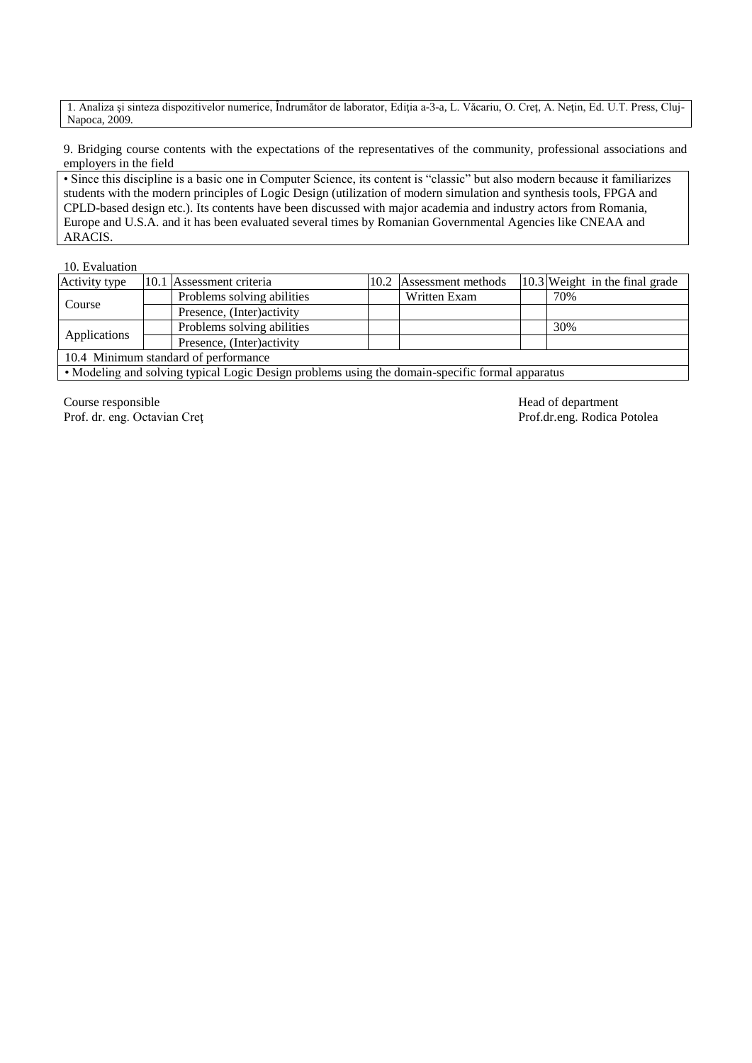1. Analiza şi sinteza dispozitivelor numerice, Îndrumător de laborator, Ediţia a-3-a, L. Văcariu, O. Creţ, A. Neţin, Ed. U.T. Press, Cluj-Napoca, 2009.

9. Bridging course contents with the expectations of the representatives of the community, professional associations and employers in the field

• Since this discipline is a basic one in Computer Science, its content is "classic" but also modern because it familiarizes students with the modern principles of Logic Design (utilization of modern simulation and synthesis tools, FPGA and CPLD-based design etc.). Its contents have been discussed with major academia and industry actors from Romania, Europe and U.S.A. and it has been evaluated several times by Romanian Governmental Agencies like CNEAA and ARACIS.

10. Evaluation

| Activity type | 10.1 | Assessment criteria | 10.2 | Assessment methods | 10.3 | Weight in the final grade |
|---|---|---|---|---|---|---|
| Course | | Problems solving abilities | | Written Exam | | 70% |
| | | Presence, (Inter)activity | | | | |
| Applications | | Problems solving abilities | | | | 30% |
| | | Presence, (Inter)activity | | | | |
| 10.4 Minimum standard of performance | | | | | | |
| • Modeling and solving typical Logic Design problems using the domain-specific formal apparatus | | | | | | |

Course responsible
Prof. dr. eng. Octavian Creţ

Head of department
Prof.dr.eng. Rodica Potolea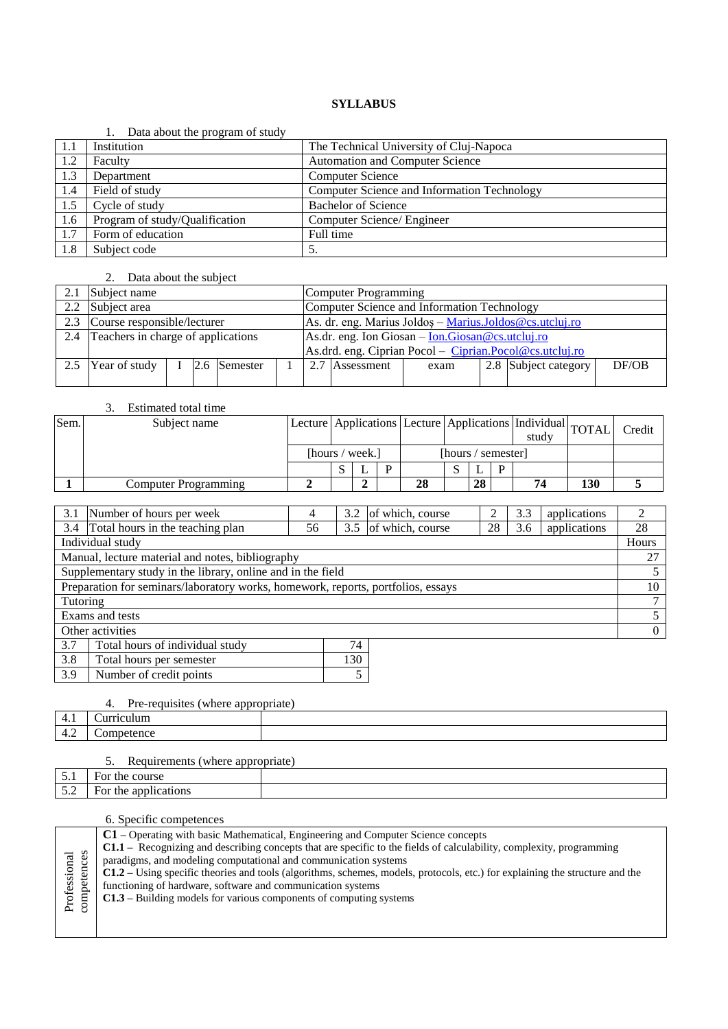# SYLLABUS

1. Data about the program of study

| | | |
|---|---|---|
| 1.1 | Institution | The Technical University of Cluj-Napoca |
| 1.2 | Faculty | Automation and Computer Science |
| 1.3 | Department | Computer Science |
| 1.4 | Field of study | Computer Science and Information Technology |
| 1.5 | Cycle of study | Bachelor of Science |
| 1.6 | Program of study/Qualification | Computer Science/ Engineer |
| 1.7 | Form of education | Full time |
| 1.8 | Subject code | 5. |

2. Data about the subject

| | | | | | | | | | | | |
|---|---|---|---|---|---|---|---|---|---|---|---|
| 2.1 | Subject name | | | | | Computer Programming | | | | | |
| 2.2 | Subject area | | | | | Computer Science and Information Technology | | | | | |
| 2.3 | Course responsible/lecturer | | | | | As. dr. eng. Marius Joldoș – Marius.Joldos@cs.utcluj.ro | | | | | |
| 2.4 | Teachers in charge of applications | | | | | As.dr. eng. Ion Giosan – Ion.Giosan@cs.utcluj.ro<br>As.drd. eng. Ciprian Pocol – Ciprian.Pocol@cs.utcluj.ro | | | | | |
| 2.5 | Year of study | I | 2.6 | Semester | 1 | 2.7 | Assessment | exam | 2.8 | Subject category | DF/OB |

3. Estimated total time

| Sem. | Subject name | Lecture | Applications | | | Lecture | Applications | | | Individual study | TOTAL | Credit |
|---|---|---|---|---|---|---|---|---|---|---|---|---|
| | | [hours / week.] | | | | [hours / semester] | | | | | | |
| | | | S | L | P | | S | L | P | | | |
| **1** | Computer Programming | **2** | | **2** | | **28** | | **28** | | **74** | **130** | **5** |

| | | | | | | | | |
|---|---|---|---|---|---|---|---|---|
| 3.1 | Number of hours per week | 4 | 3.2 | of which, course | 2 | 3.3 | applications | 2 |
| 3.4 | Total hours in the teaching plan | 56 | 3.5 | of which, course | 28 | 3.6 | applications | 28 |

| Individual study | Hours |
|---|---|
| Manual, lecture material and notes, bibliography | 27 |
| Supplementary study in the library, online and in the field | 5 |
| Preparation for seminars/laboratory works, homework, reports, portfolios, essays | 10 |
| Tutoring | 7 |
| Exams and tests | 5 |
| Other activities | 0 |

| | | |
|---|---|---|
| 3.7 | Total hours of individual study | 74 |
| 3.8 | Total hours per semester | 130 |
| 3.9 | Number of credit points | 5 |

4. Pre-requisites (where appropriate)

| | | |
|---|---|---|
| 4.1 | Curriculum | |
| 4.2 | Competence | |

5. Requirements (where appropriate)

| | | |
|---|---|---|
| 5.1 | For the course | |
| 5.2 | For the applications | |

6. Specific competences

| | |
|---|---|
| Professional competences | **C1** – Operating with basic Mathematical, Engineering and Computer Science concepts<br>**C1.1** – Recognizing and describing concepts that are specific to the fields of calculability, complexity, programming paradigms, and modeling computational and communication systems<br>**C1.2** – Using specific theories and tools (algorithms, schemes, models, protocols, etc.) for explaining the structure and the functioning of hardware, software and communication systems<br>**C1.3** – Building models for various components of computing systems |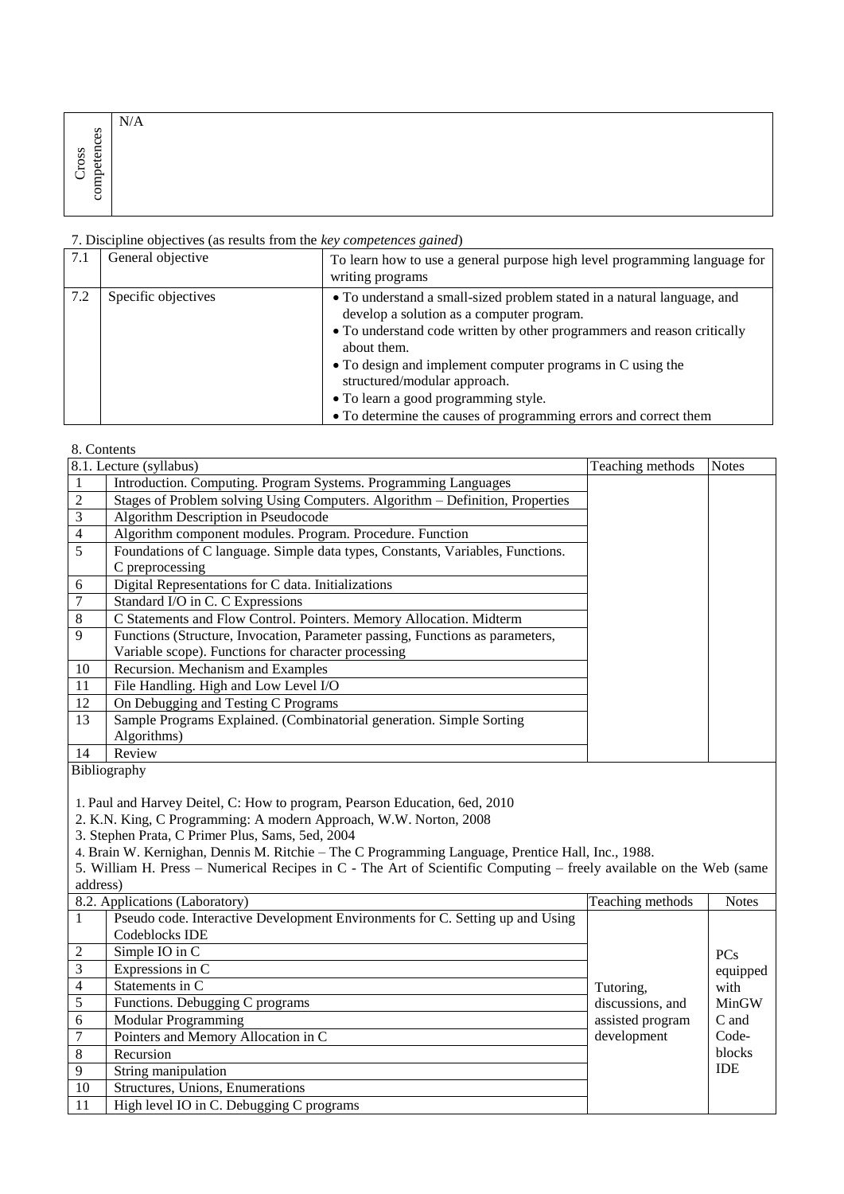| Cross competences | N/A |
|---|---|

7. Discipline objectives (as results from the *key competences gained*)

| 7.1 | General objective | To learn how to use a general purpose high level programming language for writing programs |
|---|---|---|
| 7.2 | Specific objectives | • To understand a small-sized problem stated in a natural language, and develop a solution as a computer program.<br>• To understand code written by other programmers and reason critically about them.<br>• To design and implement computer programs in C using the structured/modular approach.<br>• To learn a good programming style.<br>• To determine the causes of programming errors and correct them |

8. Contents

| 8.1. Lecture (syllabus) | | Teaching methods | Notes |
|---|---|---|---|
| 1 | Introduction. Computing. Program Systems. Programming Languages | | |
| 2 | Stages of Problem solving Using Computers. Algorithm – Definition, Properties | | |
| 3 | Algorithm Description in Pseudocode | | |
| 4 | Algorithm component modules. Program. Procedure. Function | | |
| 5 | Foundations of C language. Simple data types, Constants, Variables, Functions. C preprocessing | | |
| 6 | Digital Representations for C data. Initializations | | |
| 7 | Standard I/O in C. C Expressions | | |
| 8 | C Statements and Flow Control. Pointers. Memory Allocation. Midterm | | |
| 9 | Functions (Structure, Invocation, Parameter passing, Functions as parameters, Variable scope). Functions for character processing | | |
| 10 | Recursion. Mechanism and Examples | | |
| 11 | File Handling. High and Low Level I/O | | |
| 12 | On Debugging and Testing C Programs | | |
| 13 | Sample Programs Explained. (Combinatorial generation. Simple Sorting Algorithms) | | |
| 14 | Review | | |

Bibliography

1. Paul and Harvey Deitel, C: How to program, Pearson Education, 6ed, 2010
2. K.N. King, C Programming: A modern Approach, W.W. Norton, 2008
3. Stephen Prata, C Primer Plus, Sams, 5ed, 2004
4. Brain W. Kernighan, Dennis M. Ritchie – The C Programming Language, Prentice Hall, Inc., 1988.
5. William H. Press – Numerical Recipes in C - The Art of Scientific Computing – freely available on the Web (same address)

| 8.2. Applications (Laboratory) | | Teaching methods | Notes |
|---|---|---|---|
| 1 | Pseudo code. Interactive Development Environments for C. Setting up and Using Codeblocks IDE | Tutoring, discussions, and assisted program development | PCs equipped with MinGW C and Code-blocks IDE |
| 2 | Simple IO in C | | |
| 3 | Expressions in C | | |
| 4 | Statements in C | | |
| 5 | Functions. Debugging C programs | | |
| 6 | Modular Programming | | |
| 7 | Pointers and Memory Allocation in C | | |
| 8 | Recursion | | |
| 9 | String manipulation | | |
| 10 | Structures, Unions, Enumerations | | |
| 11 | High level IO in C. Debugging C programs | | |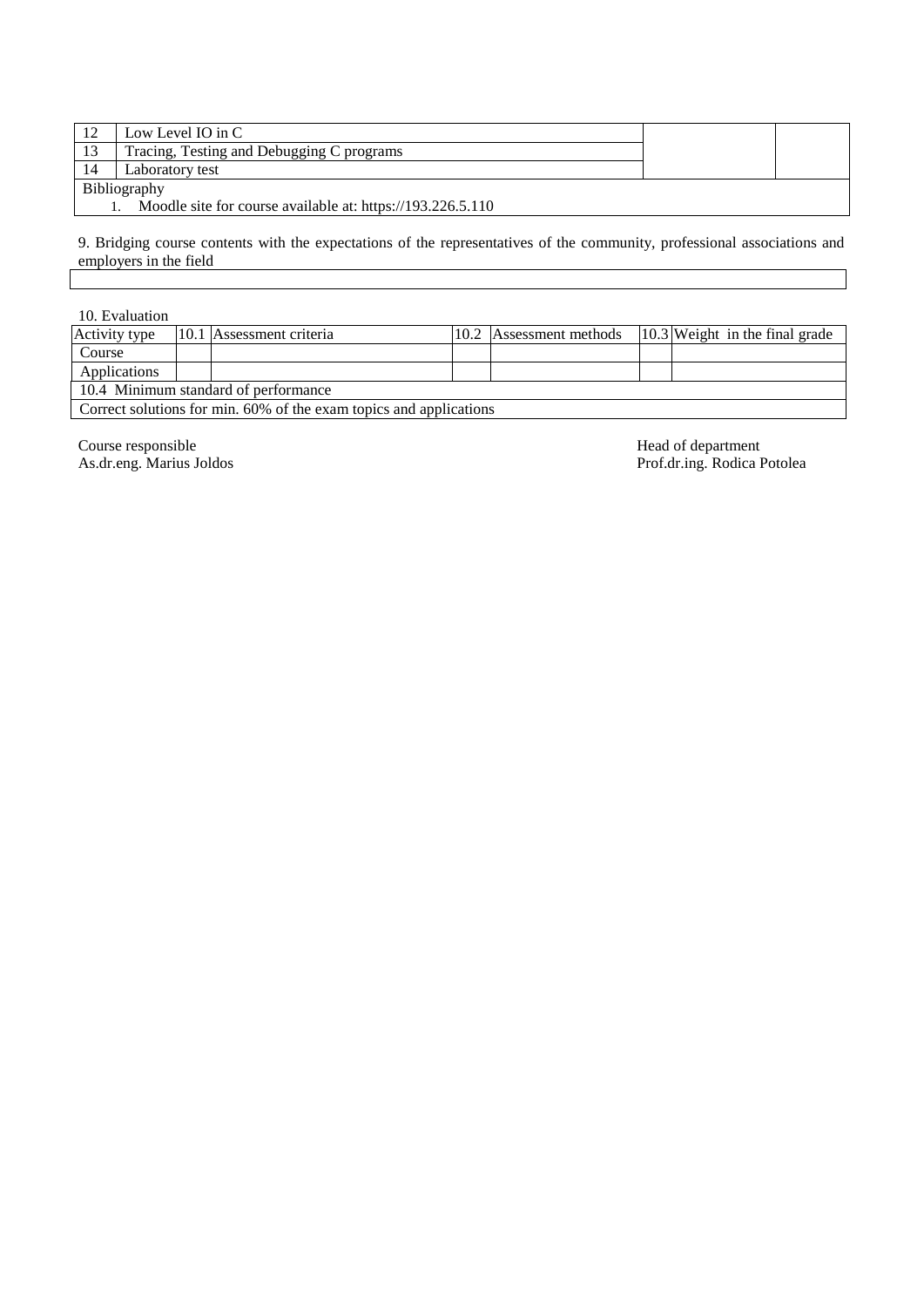| | | | |
|---|---|---|---|
| 12 | Low Level IO in C | | |
| 13 | Tracing, Testing and Debugging C programs | | |
| 14 | Laboratory test | | |
| Bibliography<br>1. Moodle site for course available at: https://193.226.5.110 | | | |

9. Bridging course contents with the expectations of the representatives of the community, professional associations and employers in the field

| |
|---|
| |

10. Evaluation

| Activity type | 10.1 | Assessment criteria | 10.2 | Assessment methods | 10.3 | Weight in the final grade |
|---|---|---|---|---|---|---|
| Course | | | | | | |
| Applications | | | | | | |
| 10.4 Minimum standard of performance | | | | | | |
| Correct solutions for min. 60% of the exam topics and applications | | | | | | |

Course responsible
As.dr.eng. Marius Joldos

Head of department
Prof.dr.ing. Rodica Potolea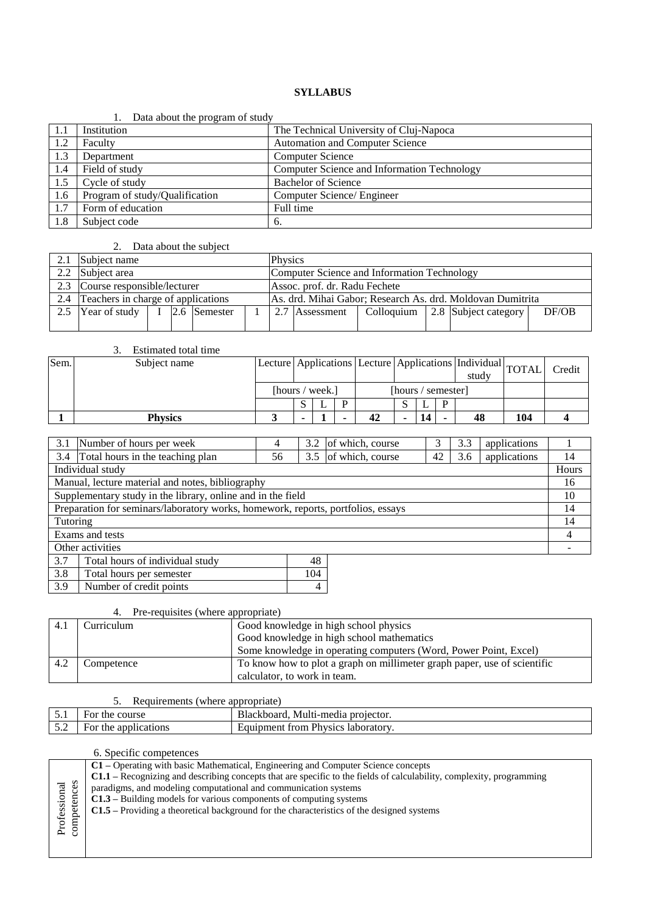**SYLLABUS**

1. Data about the program of study

| | | |
|---|---|---|
| 1.1 | Institution | The Technical University of Cluj-Napoca |
| 1.2 | Faculty | Automation and Computer Science |
| 1.3 | Department | Computer Science |
| 1.4 | Field of study | Computer Science and Information Technology |
| 1.5 | Cycle of study | Bachelor of Science |
| 1.6 | Program of study/Qualification | Computer Science/ Engineer |
| 1.7 | Form of education | Full time |
| 1.8 | Subject code | 6. |

2. Data about the subject

| | | | | | | | | | | | |
|---|---|---|---|---|---|---|---|---|---|---|---|
| 2.1 | Subject name | | | | | Physics | | | | | |
| 2.2 | Subject area | | | | | Computer Science and Information Technology | | | | | |
| 2.3 | Course responsible/lecturer | | | | | Assoc. prof. dr. Radu Fechete | | | | | |
| 2.4 | Teachers in charge of applications | | | | | As. drd. Mihai Gabor; Research As. drd. Moldovan Dumitrita | | | | | |
| 2.5 | Year of study | I | 2.6 | Semester | 1 | 2.7 | Assessment | Colloquium | 2.8 | Subject category | DF/OB |

3. Estimated total time

| Sem. | Subject name | Lecture | Applications | | | Lecture | Applications | | | Individual study | TOTAL | Credit |
|---|---|---|---|---|---|---|---|---|---|---|---|---|
| | | [hours / week.] | | | | [hours / semester] | | | | | | |
| | | | S | L | P | | S | L | P | | | |
| **1** | **Physics** | **3** | **-** | **1** | **-** | **42** | **-** | **14** | **-** | **48** | **104** | **4** |

| | | | | | | | | |
|---|---|---|---|---|---|---|---|---|
| 3.1 | Number of hours per week | 4 | 3.2 | of which, course | 3 | 3.3 | applications | 1 |
| 3.4 | Total hours in the teaching plan | 56 | 3.5 | of which, course | 42 | 3.6 | applications | 14 |

| Individual study | Hours |
|---|---|
| Manual, lecture material and notes, bibliography | 16 |
| Supplementary study in the library, online and in the field | 10 |
| Preparation for seminars/laboratory works, homework, reports, portfolios, essays | 14 |
| Tutoring | 14 |
| Exams and tests | 4 |
| Other activities | - |

| | | |
|---|---|---|
| 3.7 | Total hours of individual study | 48 |
| 3.8 | Total hours per semester | 104 |
| 3.9 | Number of credit points | 4 |

4. Pre-requisites (where appropriate)

| | | |
|---|---|---|
| 4.1 | Curriculum | Good knowledge in high school physics<br>Good knowledge in high school mathematics<br>Some knowledge in operating computers (Word, Power Point, Excel) |
| 4.2 | Competence | To know how to plot a graph on millimeter graph paper, use of scientific calculator, to work in team. |

5. Requirements (where appropriate)

| | | |
|---|---|---|
| 5.1 | For the course | Blackboard, Multi-media projector. |
| 5.2 | For the applications | Equipment from Physics laboratory. |

6. Specific competences

| | |
|---|---|
| Professional competences | **C1 –** Operating with basic Mathematical, Engineering and Computer Science concepts<br>**C1.1 –** Recognizing and describing concepts that are specific to the fields of calculability, complexity, programming paradigms, and modeling computational and communication systems<br>**C1.3 –** Building models for various components of computing systems<br>**C1.5 –** Providing a theoretical background for the characteristics of the designed systems |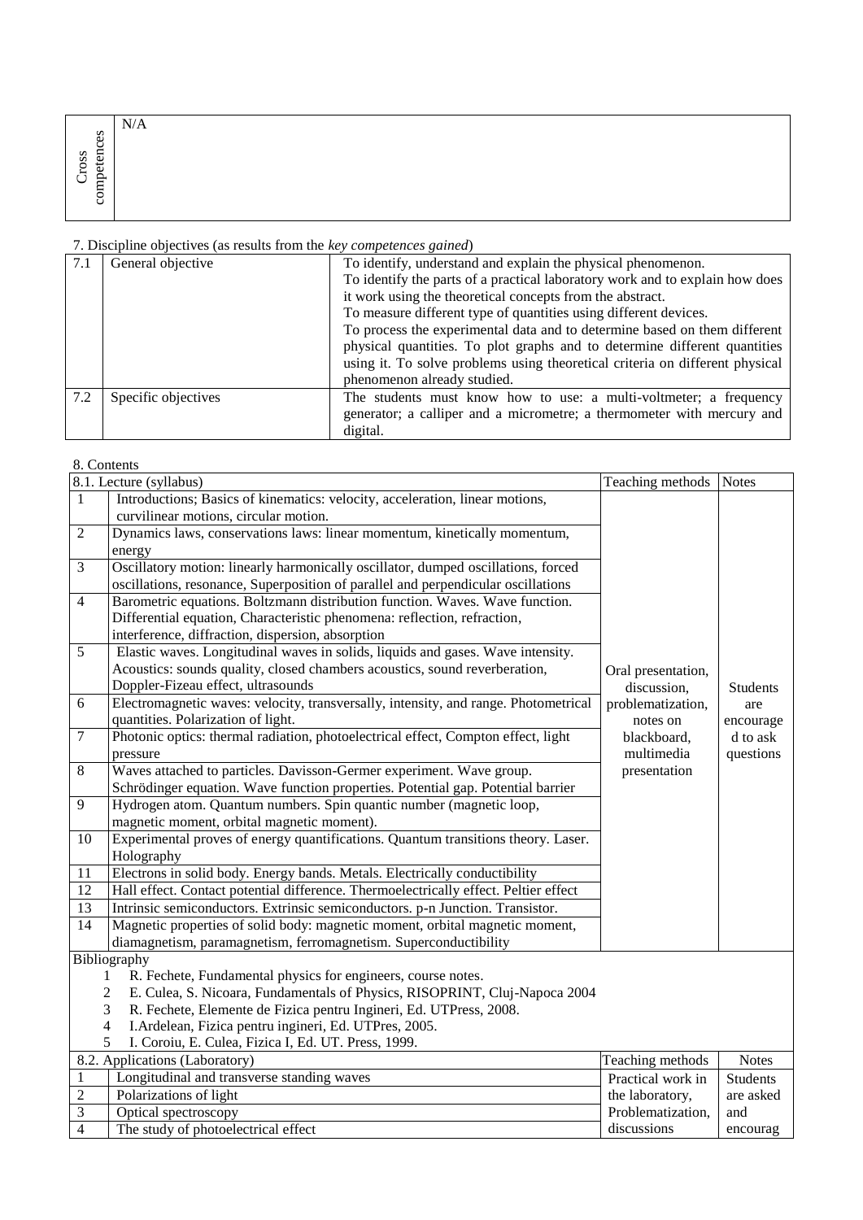| Cross competences | N/A |
|---|---|

7. Discipline objectives (as results from the *key competences gained*)

| | | |
|---|---|---|
| 7.1 | General objective | To identify, understand and explain the physical phenomenon. To identify the parts of a practical laboratory work and to explain how does it work using the theoretical concepts from the abstract. To measure different type of quantities using different devices. To process the experimental data and to determine based on them different physical quantities. To plot graphs and to determine different quantities using it. To solve problems using theoretical criteria on different physical phenomenon already studied. |
| 7.2 | Specific objectives | The students must know how to use: a multi-voltmeter; a frequency generator; a calliper and a micrometre; a thermometer with mercury and digital. |

8. Contents

| 8.1. Lecture (syllabus) | | Teaching methods | Notes |
|---|---|---|---|
| 1 | Introductions; Basics of kinematics: velocity, acceleration, linear motions, curvilinear motions, circular motion. | Oral presentation, discussion, problematization, notes on blackboard, multimedia presentation | Students are encouraged to ask questions |
| 2 | Dynamics laws, conservations laws: linear momentum, kinetically momentum, energy | | |
| 3 | Oscillatory motion: linearly harmonically oscillator, dumped oscillations, forced oscillations, resonance, Superposition of parallel and perpendicular oscillations | | |
| 4 | Barometric equations. Boltzmann distribution function. Waves. Wave function. Differential equation, Characteristic phenomena: reflection, refraction, interference, diffraction, dispersion, absorption | | |
| 5 | Elastic waves. Longitudinal waves in solids, liquids and gases. Wave intensity. Acoustics: sounds quality, closed chambers acoustics, sound reverberation, Doppler-Fizeau effect, ultrasounds | | |
| 6 | Electromagnetic waves: velocity, transversally, intensity, and range. Photometrical quantities. Polarization of light. | | |
| 7 | Photonic optics: thermal radiation, photoelectrical effect, Compton effect, light pressure | | |
| 8 | Waves attached to particles. Davisson-Germer experiment. Wave group. Schrödinger equation. Wave function properties. Potential gap. Potential barrier | | |
| 9 | Hydrogen atom. Quantum numbers. Spin quantic number (magnetic loop, magnetic moment, orbital magnetic moment). | | |
| 10 | Experimental proves of energy quantifications. Quantum transitions theory. Laser. Holography | | |
| 11 | Electrons in solid body. Energy bands. Metals. Electrically conductibility | | |
| 12 | Hall effect. Contact potential difference. Thermoelectrically effect. Peltier effect | | |
| 13 | Intrinsic semiconductors. Extrinsic semiconductors. p-n Junction. Transistor. | | |
| 14 | Magnetic properties of solid body: magnetic moment, orbital magnetic moment, diamagnetism, paramagnetism, ferromagnetism. Superconductibility | | |

Bibliography

1. R. Fechete, Fundamental physics for engineers, course notes.
2. E. Culea, S. Nicoara, Fundamentals of Physics, RISOPRINT, Cluj-Napoca 2004
3. R. Fechete, Elemente de Fizica pentru Ingineri, Ed. UTPress, 2008.
4. I.Ardelean, Fizica pentru ingineri, Ed. UTPres, 2005.
5. I. Coroiu, E. Culea, Fizica I, Ed. UT. Press, 1999.

| 8.2. Applications (Laboratory) | | Teaching methods | Notes |
|---|---|---|---|
| 1 | Longitudinal and transverse standing waves | Practical work in the laboratory, Problematization, discussions | Students are asked and encourag |
| 2 | Polarizations of light | | |
| 3 | Optical spectroscopy | | |
| 4 | The study of photoelectrical effect | | |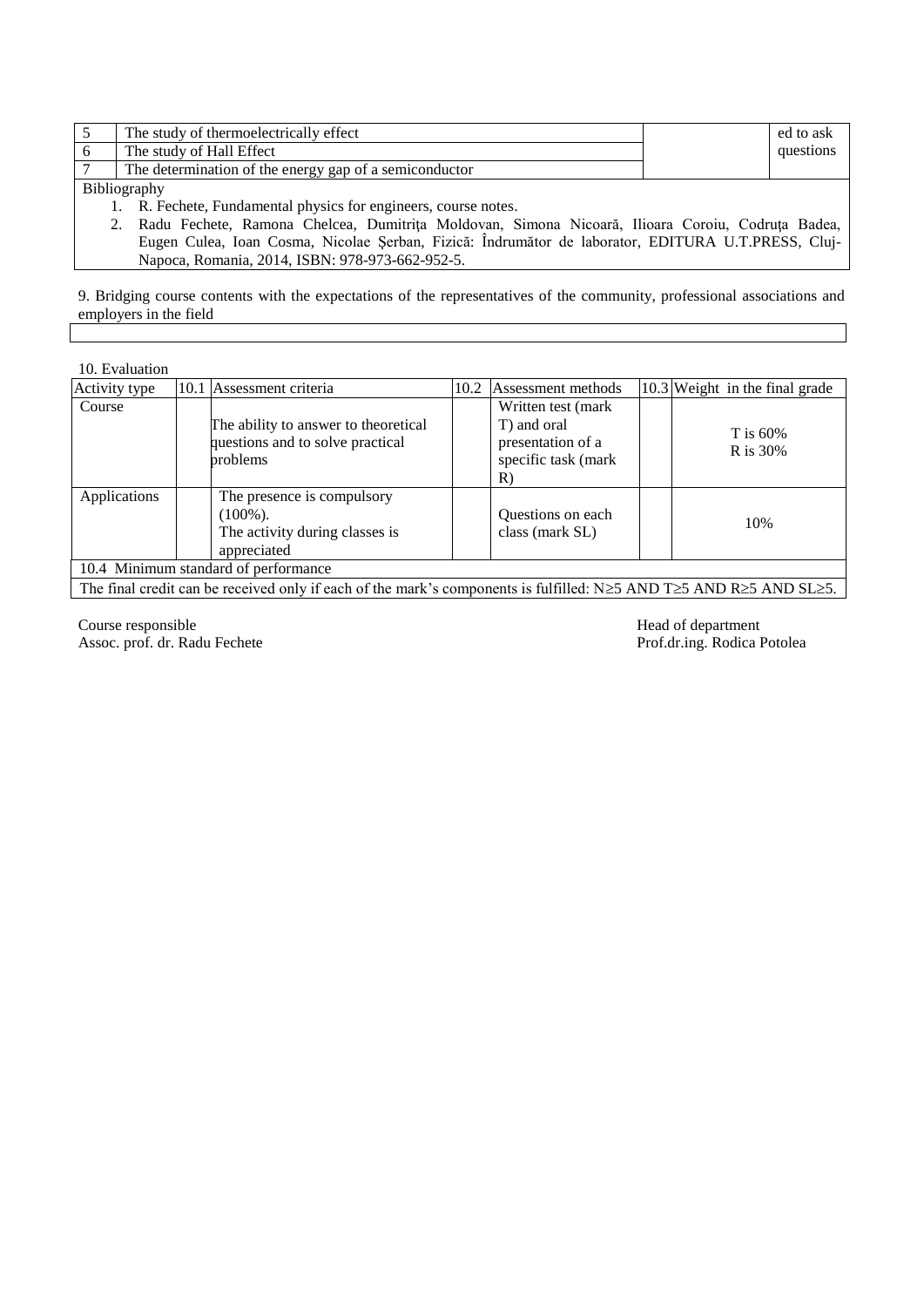| | | | |
|---|---|---|---|
| 5 | The study of thermoelectrically effect | | ed to ask questions |
| 6 | The study of Hall Effect | | |
| 7 | The determination of the energy gap of a semiconductor | | |

Bibliography

1. R. Fechete, Fundamental physics for engineers, course notes.
2. Radu Fechete, Ramona Chelcea, Dumitrița Moldovan, Simona Nicoară, Ilioara Coroiu, Codruța Badea, Eugen Culea, Ioan Cosma, Nicolae Șerban, Fizică: Îndrumător de laborator, EDITURA U.T.PRESS, Cluj-Napoca, Romania, 2014, ISBN: 978-973-662-952-5.

9. Bridging course contents with the expectations of the representatives of the community, professional associations and employers in the field

10. Evaluation

| Activity type | 10.1 Assessment criteria | 10.2 Assessment methods | 10.3 Weight in the final grade |
|---|---|---|---|
| Course | The ability to answer to theoretical questions and to solve practical problems | Written test (mark T) and oral presentation of a specific task (mark R) | T is 60%<br>R is 30% |
| Applications | The presence is compulsory (100%).<br>The activity during classes is appreciated | Questions on each class (mark SL) | 10% |
| 10.4 Minimum standard of performance | | | |
| The final credit can be received only if each of the mark's components is fulfilled: N≥5 AND T≥5 AND R≥5 AND SL≥5. | | | |

Course responsible
Assoc. prof. dr. Radu Fechete

Head of department
Prof.dr.ing. Rodica Potolea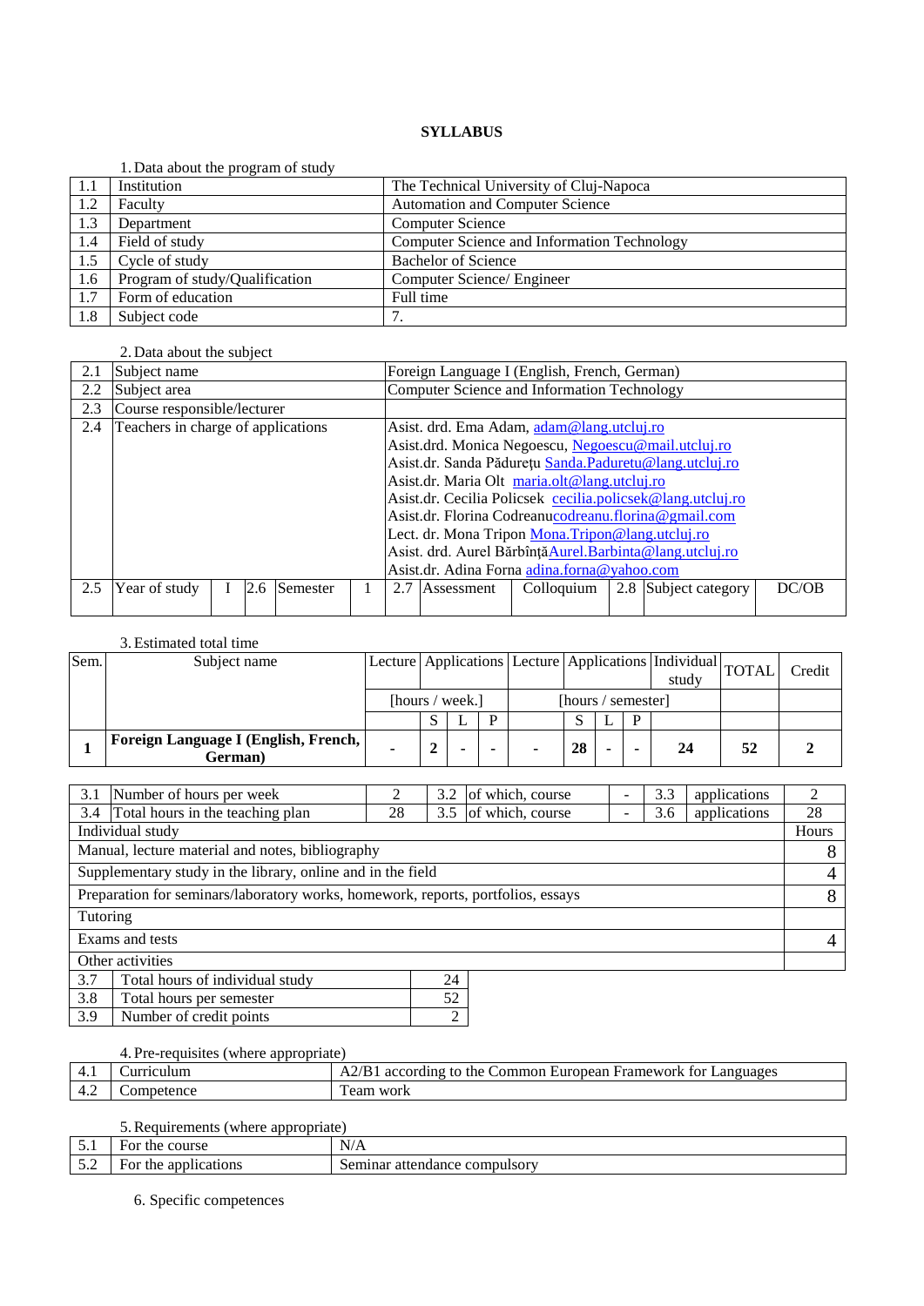## SYLLABUS

1. Data about the program of study

| | | |
|---|---|---|
| 1.1 | Institution | The Technical University of Cluj-Napoca |
| 1.2 | Faculty | Automation and Computer Science |
| 1.3 | Department | Computer Science |
| 1.4 | Field of study | Computer Science and Information Technology |
| 1.5 | Cycle of study | Bachelor of Science |
| 1.6 | Program of study/Qualification | Computer Science/ Engineer |
| 1.7 | Form of education | Full time |
| 1.8 | Subject code | 7. |

2. Data about the subject

| | | | | | | | | | | | | |
|---|---|---|---|---|---|---|---|---|---|---|---|---|
| 2.1 | Subject name | | | | | Foreign Language I (English, French, German) | | | | | | |
| 2.2 | Subject area | | | | | Computer Science and Information Technology | | | | | | |
| 2.3 | Course responsible/lecturer | | | | | | | | | | | |
| 2.4 | Teachers in charge of applications | | | | | Asist. drd. Ema Adam, adam@lang.utcluj.ro<br>Asist.drd. Monica Negoescu, Negoescu@mail.utcluj.ro<br>Asist.dr. Sanda Pădureţu Sanda.Paduretu@lang.utcluj.ro<br>Asist.dr. Maria Olt maria.olt@lang.utcluj.ro<br>Asist.dr. Cecilia Policsek cecilia.policsek@lang.utcluj.ro<br>Asist.dr. Florina Codreanucodreanu.florina@gmail.com<br>Lect. dr. Mona Tripon Mona.Tripon@lang.utcluj.ro<br>Asist. drd. Aurel BărbînţăAurel.Barbinta@lang.utcluj.ro<br>Asist.dr. Adina Forna adina.forna@yahoo.com | | | | | | |
| 2.5 | Year of study | I | 2.6 | Semester | 1 | 2.7 | Assessment | Colloquium | 2.8 | Subject category | DC/OB | |

3. Estimated total time

| Sem. | Subject name | Lecture | Applications | | | Lecture | Applications | | | Individual study | TOTAL | Credit |
|---|---|---|---|---|---|---|---|---|---|---|---|---|
| | | [hours / week.] | | | | [hours / semester] | | | | | | |
| | | | S | L | P | | S | L | P | | | |
| **1** | **Foreign Language I (English, French, German)** | **-** | **2** | **-** | **-** | **-** | **28** | **-** | **-** | **24** | **52** | **2** |

| | | | | | | | | |
|---|---|---|---|---|---|---|---|---|
| 3.1 | Number of hours per week | 2 | 3.2 | of which, course | - | 3.3 | applications | 2 |
| 3.4 | Total hours in the teaching plan | 28 | 3.5 | of which, course | - | 3.6 | applications | 28 |

| Individual study | Hours |
|---|---|
| Manual, lecture material and notes, bibliography | 8 |
| Supplementary study in the library, online and in the field | 4 |
| Preparation for seminars/laboratory works, homework, reports, portfolios, essays | 8 |
| Tutoring | |
| Exams and tests | 4 |
| Other activities | |

| | | |
|---|---|---|
| 3.7 | Total hours of individual study | 24 |
| 3.8 | Total hours per semester | 52 |
| 3.9 | Number of credit points | 2 |

4. Pre-requisites (where appropriate)

| | | |
|---|---|---|
| 4.1 | Curriculum | A2/B1 according to the Common European Framework for Languages |
| 4.2 | Competence | Team work |

5. Requirements (where appropriate)

| | | |
|---|---|---|
| 5.1 | For the course | N/A |
| 5.2 | For the applications | Seminar attendance compulsory |

6. Specific competences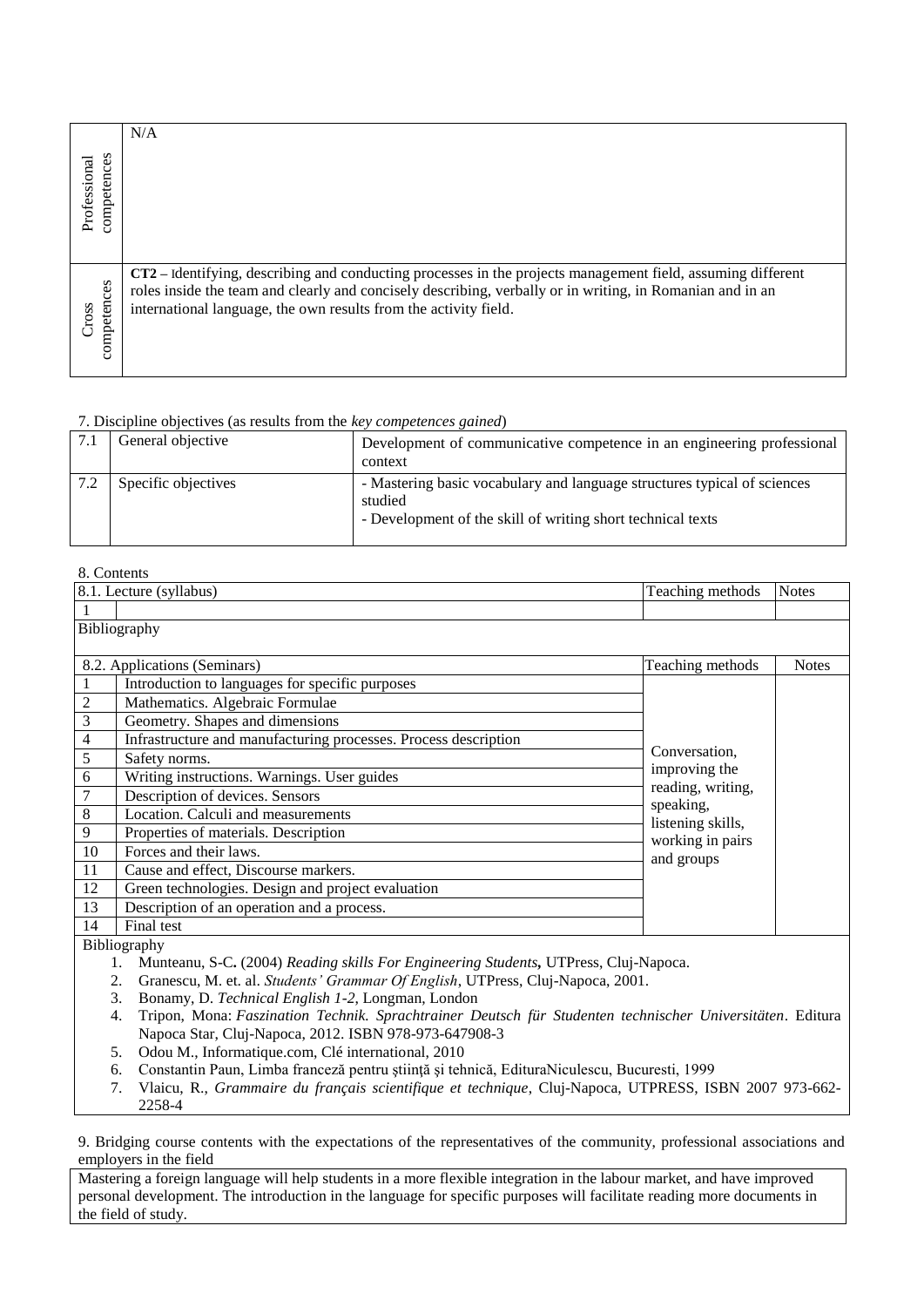| | |
|---|---|
| Professional competences | N/A |
| Cross competences | **CT2** – Identifying, describing and conducting processes in the projects management field, assuming different roles inside the team and clearly and concisely describing, verbally or in writing, in Romanian and in an international language, the own results from the activity field. |

7. Discipline objectives (as results from the *key competences gained*)

| | | |
|---|---|---|
| 7.1 | General objective | Development of communicative competence in an engineering professional context |
| 7.2 | Specific objectives | - Mastering basic vocabulary and language structures typical of sciences studied<br>- Development of the skill of writing short technical texts |

8. Contents

| 8.1. Lecture (syllabus) | | Teaching methods | Notes |
|---|---|---|---|
| 1 | | | |
| Bibliography | | | |

| 8.2. Applications (Seminars) | | Teaching methods | Notes |
|---|---|---|---|
| 1 | Introduction to languages for specific purposes | Conversation, improving the reading, writing, speaking, listening skills, working in pairs and groups | |
| 2 | Mathematics. Algebraic Formulae | | |
| 3 | Geometry. Shapes and dimensions | | |
| 4 | Infrastructure and manufacturing processes. Process description | | |
| 5 | Safety norms. | | |
| 6 | Writing instructions. Warnings. User guides | | |
| 7 | Description of devices. Sensors | | |
| 8 | Location. Calculi and measurements | | |
| 9 | Properties of materials. Description | | |
| 10 | Forces and their laws. | | |
| 11 | Cause and effect, Discourse markers. | | |
| 12 | Green technologies. Design and project evaluation | | |
| 13 | Description of an operation and a process. | | |
| 14 | Final test | | |

Bibliography

1. Munteanu, S-C**.** (2004) *Reading skills For Engineering Students***,** UTPress, Cluj-Napoca.
2. Granescu, M. et. al. *Students' Grammar Of English*, UTPress, Cluj-Napoca, 2001.
3. Bonamy, D. *Technical English 1-2*, Longman, London
4. Tripon, Mona: *Faszination Technik. Sprachtrainer Deutsch für Studenten technischer Universitäten*. Editura Napoca Star, Cluj-Napoca, 2012. ISBN 978-973-647908-3
5. Odou M., Informatique.com, Clé international, 2010
6. Constantin Paun, Limba franceză pentru ştiinţă şi tehnică, EdituraNiculescu, Bucuresti, 1999
7. Vlaicu, R., *Grammaire du français scientifique et technique*, Cluj-Napoca, UTPRESS, ISBN 2007 973-662-2258-4

9. Bridging course contents with the expectations of the representatives of the community, professional associations and employers in the field

Mastering a foreign language will help students in a more flexible integration in the labour market, and have improved personal development. The introduction in the language for specific purposes will facilitate reading more documents in the field of study.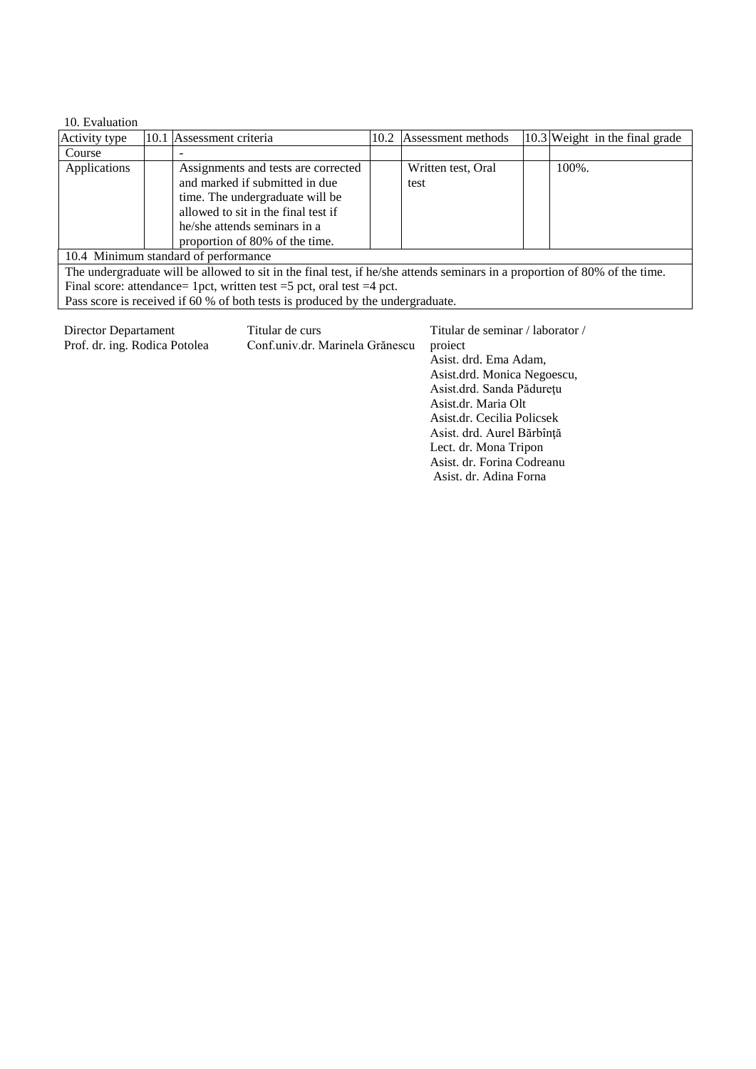10. Evaluation

| Activity type | 10.1 Assessment criteria | 10.2 Assessment methods | 10.3 Weight in the final grade |
| --- | --- | --- | --- |
| Course | - | | |
| Applications | Assignments and tests are corrected and marked if submitted in due time. The undergraduate will be allowed to sit in the final test if he/she attends seminars in a proportion of 80% of the time. | Written test, Oral test | 100%. |
| 10.4 Minimum standard of performance | | | |
| The undergraduate will be allowed to sit in the final test, if he/she attends seminars in a proportion of 80% of the time.<br>Final score: attendance= 1pct, written test =5 pct, oral test =4 pct.<br>Pass score is received if 60 % of both tests is produced by the undergraduate. | | | |

Director Departament
Prof. dr. ing. Rodica Potolea

Titular de curs
Conf.univ.dr. Marinela Grănescu

Titular de seminar / laborator / proiect
Asist. drd. Ema Adam,
Asist.drd. Monica Negoescu,
Asist.drd. Sanda Pădurețu
Asist.dr. Maria Olt
Asist.dr. Cecilia Policsek
Asist. drd. Aurel Bărbînță
Lect. dr. Mona Tripon
Asist. dr. Forina Codreanu
Asist. dr. Adina Forna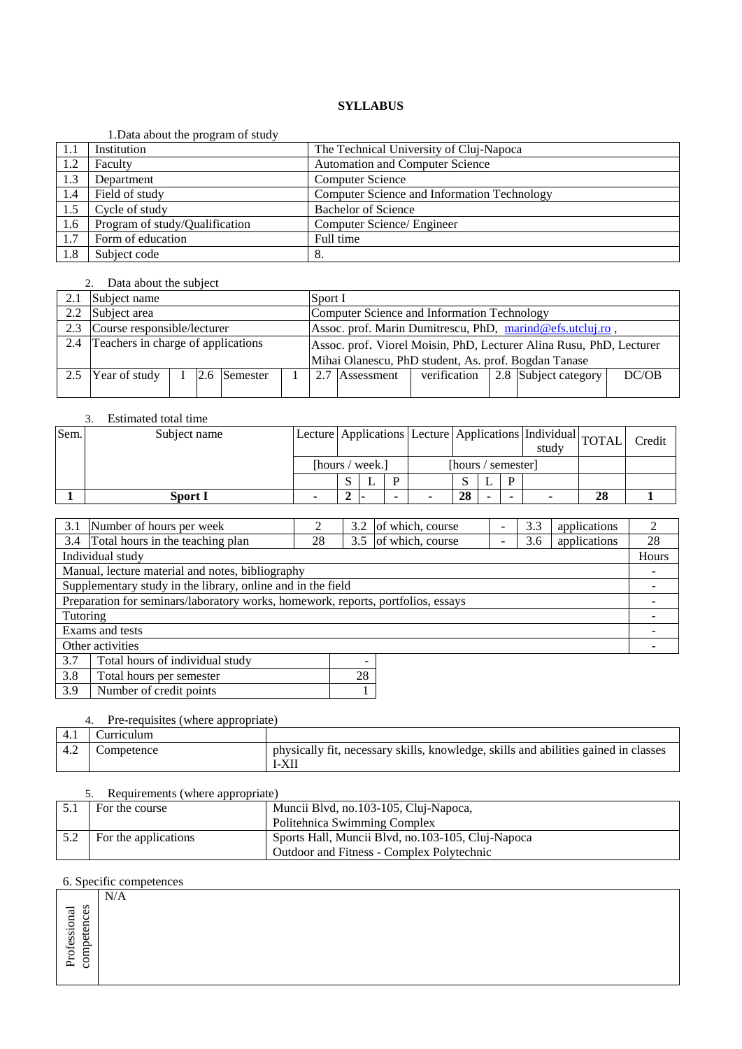**SYLLABUS**

1.Data about the program of study

| | | |
|---|---|---|
| 1.1 | Institution | The Technical University of Cluj-Napoca |
| 1.2 | Faculty | Automation and Computer Science |
| 1.3 | Department | Computer Science |
| 1.4 | Field of study | Computer Science and Information Technology |
| 1.5 | Cycle of study | Bachelor of Science |
| 1.6 | Program of study/Qualification | Computer Science/ Engineer |
| 1.7 | Form of education | Full time |
| 1.8 | Subject code | 8. |

2. Data about the subject

| | | | | | | | | | | | |
|---|---|---|---|---|---|---|---|---|---|---|---|
| 2.1 | Subject name | | | | | Sport I | | | | | |
| 2.2 | Subject area | | | | | Computer Science and Information Technology | | | | | |
| 2.3 | Course responsible/lecturer | | | | | Assoc. prof. Marin Dumitrescu, PhD, marind@efs.utcluj.ro , | | | | | |
| 2.4 | Teachers in charge of applications | | | | | Assoc. prof. Viorel Moisin, PhD, Lecturer Alina Rusu, PhD, Lecturer Mihai Olanescu, PhD student, As. prof. Bogdan Tanase | | | | | |
| 2.5 | Year of study | I | 2.6 | Semester | 1 | 2.7 | Assessment | verification | 2.8 | Subject category | DC/OB |

3. Estimated total time

| Sem. | Subject name | Lecture | Applications | | | Lecture | Applications | | | Individual study | TOTAL | Credit |
|---|---|---|---|---|---|---|---|---|---|---|---|---|
| | | [hours / week.] | | | | [hours / semester] | | | | | | |
| | | | S | L | P | | S | L | P | | | |
| **1** | **Sport I** | - | **2** | - | - | - | **28** | - | - | - | **28** | **1** |

| | | | | | | | | |
|---|---|---|---|---|---|---|---|---|
| 3.1 | Number of hours per week | 2 | 3.2 | of which, course | - | 3.3 | applications | 2 |
| 3.4 | Total hours in the teaching plan | 28 | 3.5 | of which, course | - | 3.6 | applications | 28 |

| Individual study | Hours |
|---|---|
| Manual, lecture material and notes, bibliography | - |
| Supplementary study in the library, online and in the field | - |
| Preparation for seminars/laboratory works, homework, reports, portfolios, essays | - |
| Tutoring | - |
| Exams and tests | - |
| Other activities | - |

| | | |
|---|---|---|
| 3.7 | Total hours of individual study | - |
| 3.8 | Total hours per semester | 28 |
| 3.9 | Number of credit points | 1 |

4. Pre-requisites (where appropriate)

| | | |
|---|---|---|
| 4.1 | Curriculum | |
| 4.2 | Competence | physically fit, necessary skills, knowledge, skills and abilities gained in classes I-XII |

5. Requirements (where appropriate)

| | | |
|---|---|---|
| 5.1 | For the course | Muncii Blvd, no.103-105, Cluj-Napoca, Politehnica Swimming Complex |
| 5.2 | For the applications | Sports Hall, Muncii Blvd, no.103-105, Cluj-Napoca Outdoor and Fitness - Complex Polytechnic |

6. Specific competences

| | |
|---|---|
| Professional competences | N/A |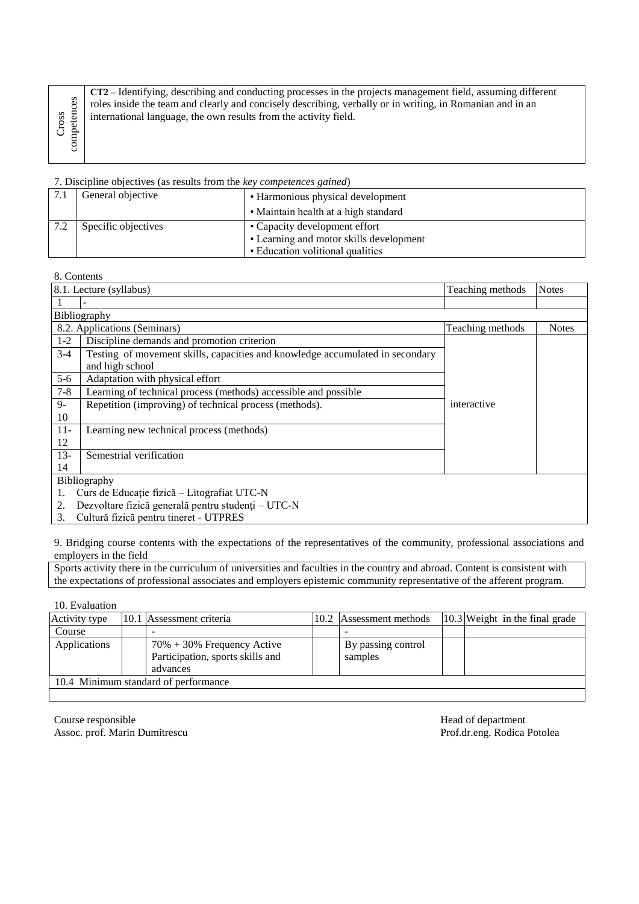| | |
|---|---|
| Cross competences | **CT2 –** Identifying, describing and conducting processes in the projects management field, assuming different roles inside the team and clearly and concisely describing, verbally or in writing, in Romanian and in an international language, the own results from the activity field. |

7. Discipline objectives (as results from the *key competences gained*)

| | | |
|---|---|---|
| 7.1 | General objective | • Harmonious physical development<br>• Maintain health at a high standard |
| 7.2 | Specific objectives | • Capacity development effort<br>• Learning and motor skills development<br>• Education volitional qualities |

8. Contents

| 8.1. Lecture (syllabus) | | Teaching methods | Notes |
|---|---|---|---|
| 1 | - | | |
| Bibliography | | | |
| 8.2. Applications (Seminars) | | Teaching methods | Notes |
| 1-2 | Discipline demands and promotion criterion | interactive | |
| 3-4 | Testing of movement skills, capacities and knowledge accumulated in secondary and high school | | |
| 5-6 | Adaptation with physical effort | | |
| 7-8 | Learning of technical process (methods) accessible and possible | | |
| 9-10 | Repetition (improving) of technical process (methods). | | |
| 11-12 | Learning new technical process (methods) | | |
| 13-14 | Semestrial verification | | |

Bibliography
1. Curs de Educație fizică – Litografiat UTC-N
2. Dezvoltare fizică generală pentru studenți – UTC-N
3. Cultură fizică pentru tineret - UTPRES

9. Bridging course contents with the expectations of the representatives of the community, professional associations and employers in the field

Sports activity there in the curriculum of universities and faculties in the country and abroad. Content is consistent with the expectations of professional associates and employers epistemic community representative of the afferent program.

10. Evaluation

| Activity type | 10.1 Assessment criteria | 10.2 Assessment methods | 10.3 Weight in the final grade |
|---|---|---|---|
| Course | - | - | |
| Applications | 70% + 30% Frequency Active Participation, sports skills and advances | By passing control samples | |
| 10.4 Minimum standard of performance | | | |
| | | | |

Course responsible
Assoc. prof. Marin Dumitrescu

Head of department
Prof.dr.eng. Rodica Potolea